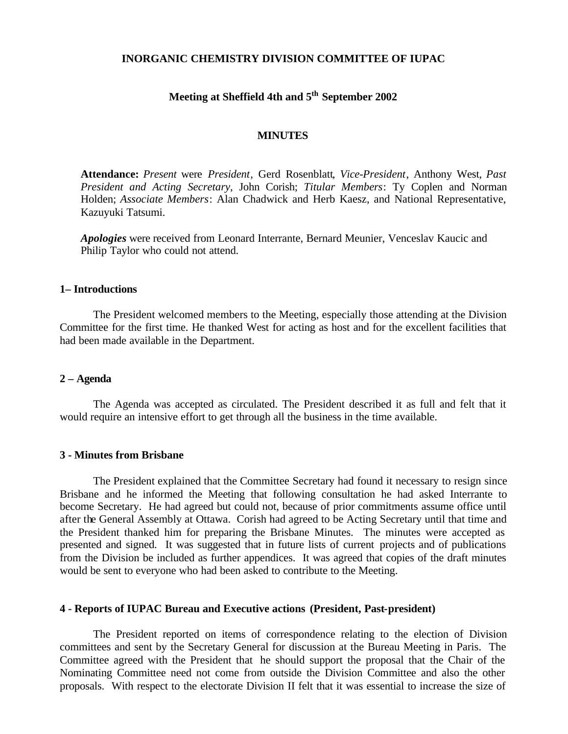**INORGANIC CHEMISTRY DIVISION COMMITTEE OF IUPAC**

**Meeting at Sheffield 4th and 5th September 2002**

**MINUTES**

**Attendance:** *Present* were *President*, Gerd Rosenblatt, *Vice-President*, Anthony West, *Past President and Acting Secretary*, John Corish; *Titular Members*: Ty Coplen and Norman Holden; *Associate Members*: Alan Chadwick and Herb Kaesz, and National Representative, Kazuyuki Tatsumi.

***Apologies*** were received from Leonard Interrante, Bernard Meunier, Venceslav Kaucic and Philip Taylor who could not attend.

**1– Introductions**

The President welcomed members to the Meeting, especially those attending at the Division Committee for the first time. He thanked West for acting as host and for the excellent facilities that had been made available in the Department.

**2 – Agenda**

The Agenda was accepted as circulated. The President described it as full and felt that it would require an intensive effort to get through all the business in the time available.

**3 - Minutes from Brisbane**

The President explained that the Committee Secretary had found it necessary to resign since Brisbane and he informed the Meeting that following consultation he had asked Interrante to become Secretary. He had agreed but could not, because of prior commitments assume office until after the General Assembly at Ottawa. Corish had agreed to be Acting Secretary until that time and the President thanked him for preparing the Brisbane Minutes. The minutes were accepted as presented and signed. It was suggested that in future lists of current projects and of publications from the Division be included as further appendices. It was agreed that copies of the draft minutes would be sent to everyone who had been asked to contribute to the Meeting.

**4 - Reports of IUPAC Bureau and Executive actions (President, Past-president)**

The President reported on items of correspondence relating to the election of Division committees and sent by the Secretary General for discussion at the Bureau Meeting in Paris. The Committee agreed with the President that he should support the proposal that the Chair of the Nominating Committee need not come from outside the Division Committee and also the other proposals. With respect to the electorate Division II felt that it was essential to increase the size of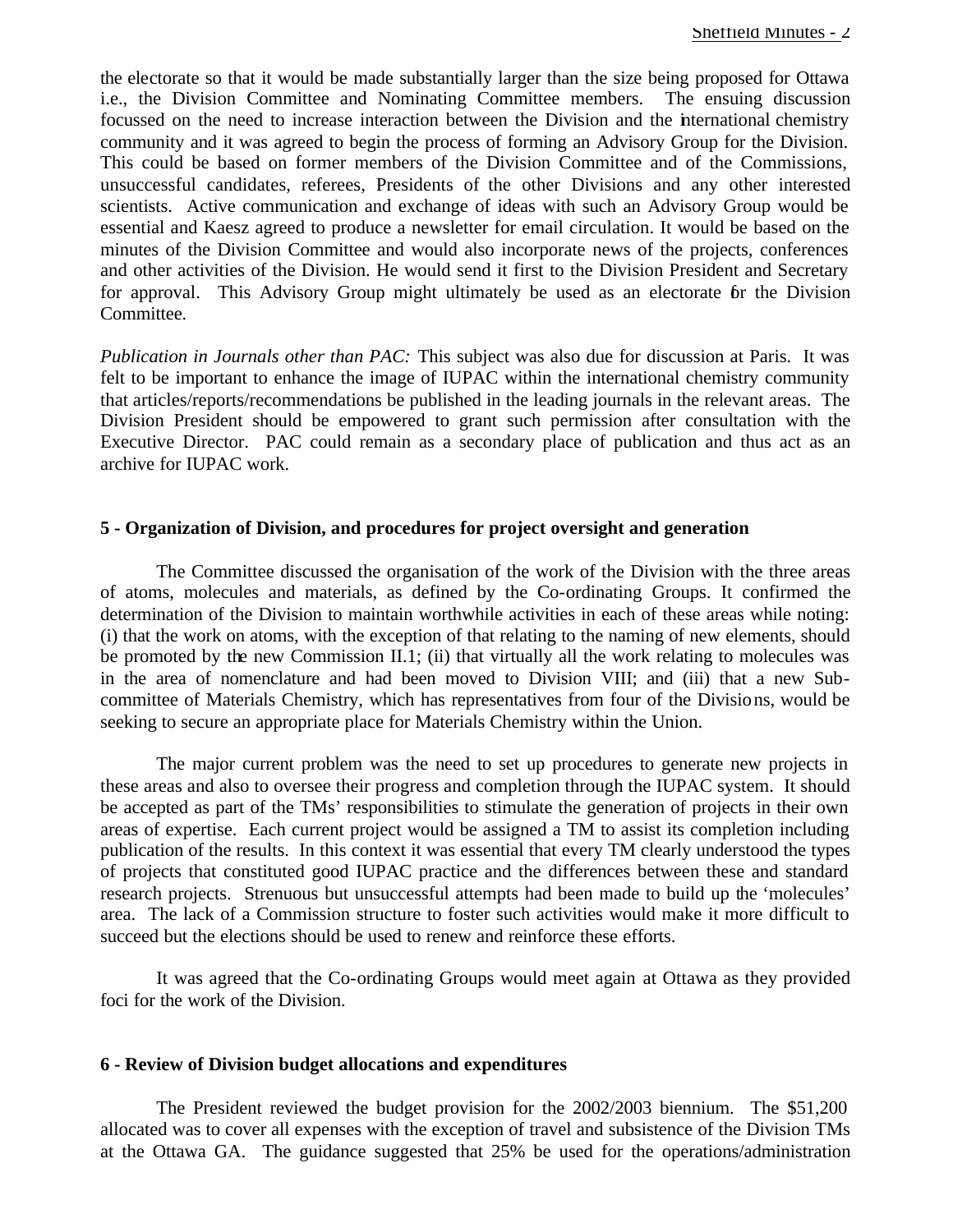the electorate so that it would be made substantially larger than the size being proposed for Ottawa i.e., the Division Committee and Nominating Committee members. The ensuing discussion focussed on the need to increase interaction between the Division and the international chemistry community and it was agreed to begin the process of forming an Advisory Group for the Division. This could be based on former members of the Division Committee and of the Commissions, unsuccessful candidates, referees, Presidents of the other Divisions and any other interested scientists. Active communication and exchange of ideas with such an Advisory Group would be essential and Kaesz agreed to produce a newsletter for email circulation. It would be based on the minutes of the Division Committee and would also incorporate news of the projects, conferences and other activities of the Division. He would send it first to the Division President and Secretary for approval. This Advisory Group might ultimately be used as an electorate for the Division Committee.

*Publication in Journals other than PAC:* This subject was also due for discussion at Paris. It was felt to be important to enhance the image of IUPAC within the international chemistry community that articles/reports/recommendations be published in the leading journals in the relevant areas. The Division President should be empowered to grant such permission after consultation with the Executive Director. PAC could remain as a secondary place of publication and thus act as an archive for IUPAC work.

### 5 - Organization of Division, and procedures for project oversight and generation

The Committee discussed the organisation of the work of the Division with the three areas of atoms, molecules and materials, as defined by the Co-ordinating Groups. It confirmed the determination of the Division to maintain worthwhile activities in each of these areas while noting: (i) that the work on atoms, with the exception of that relating to the naming of new elements, should be promoted by the new Commission II.1; (ii) that virtually all the work relating to molecules was in the area of nomenclature and had been moved to Division VIII; and (iii) that a new Sub-committee of Materials Chemistry, which has representatives from four of the Divisions, would be seeking to secure an appropriate place for Materials Chemistry within the Union.

The major current problem was the need to set up procedures to generate new projects in these areas and also to oversee their progress and completion through the IUPAC system. It should be accepted as part of the TMs' responsibilities to stimulate the generation of projects in their own areas of expertise. Each current project would be assigned a TM to assist its completion including publication of the results. In this context it was essential that every TM clearly understood the types of projects that constituted good IUPAC practice and the differences between these and standard research projects. Strenuous but unsuccessful attempts had been made to build up the 'molecules' area. The lack of a Commission structure to foster such activities would make it more difficult to succeed but the elections should be used to renew and reinforce these efforts.

It was agreed that the Co-ordinating Groups would meet again at Ottawa as they provided foci for the work of the Division.

### 6 - Review of Division budget allocations and expenditures

The President reviewed the budget provision for the 2002/2003 biennium. The $51,200 allocated was to cover all expenses with the exception of travel and subsistence of the Division TMs at the Ottawa GA. The guidance suggested that 25% be used for the operations/administration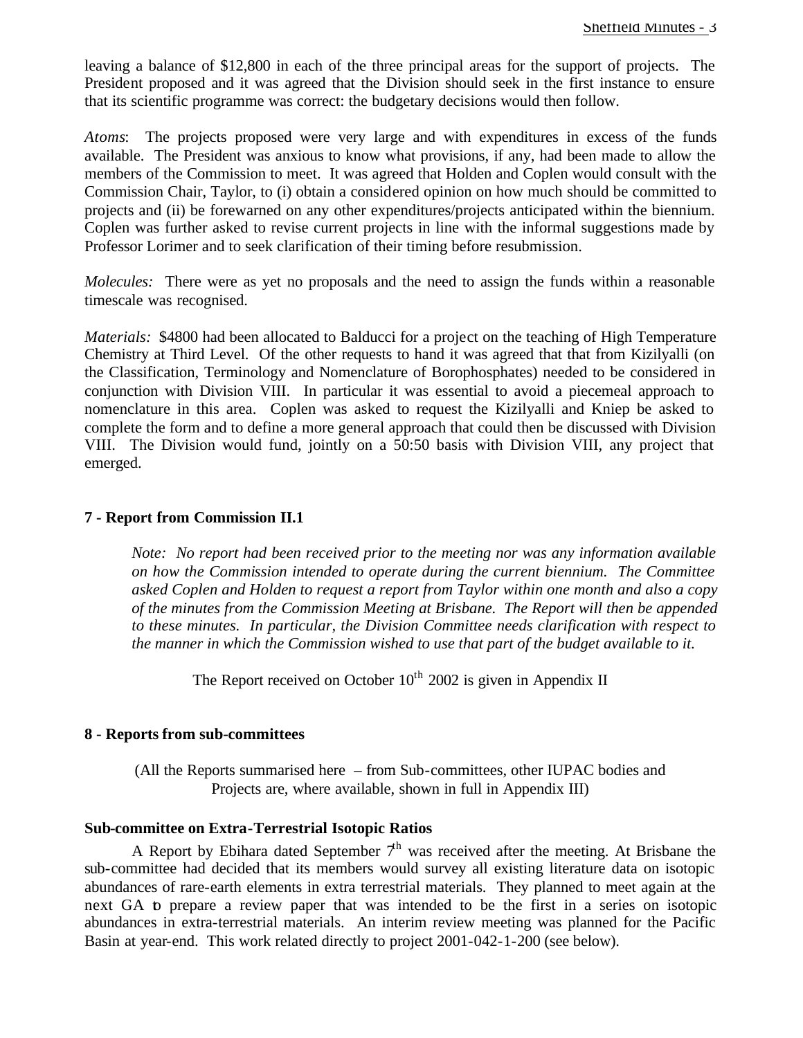leaving a balance of $12,800 in each of the three principal areas for the support of projects. The President proposed and it was agreed that the Division should seek in the first instance to ensure that its scientific programme was correct: the budgetary decisions would then follow.

*Atoms*: The projects proposed were very large and with expenditures in excess of the funds available. The President was anxious to know what provisions, if any, had been made to allow the members of the Commission to meet. It was agreed that Holden and Coplen would consult with the Commission Chair, Taylor, to (i) obtain a considered opinion on how much should be committed to projects and (ii) be forewarned on any other expenditures/projects anticipated within the biennium. Coplen was further asked to revise current projects in line with the informal suggestions made by Professor Lorimer and to seek clarification of their timing before resubmission.

*Molecules:* There were as yet no proposals and the need to assign the funds within a reasonable timescale was recognised.

*Materials:* $4800 had been allocated to Balducci for a project on the teaching of High Temperature Chemistry at Third Level. Of the other requests to hand it was agreed that that from Kizilyalli (on the Classification, Terminology and Nomenclature of Borophosphates) needed to be considered in conjunction with Division VIII. In particular it was essential to avoid a piecemeal approach to nomenclature in this area. Coplen was asked to request the Kizilyalli and Kniep be asked to complete the form and to define a more general approach that could then be discussed with Division VIII. The Division would fund, jointly on a 50:50 basis with Division VIII, any project that emerged.

## 7 - Report from Commission II.1

> *Note: No report had been received prior to the meeting nor was any information available on how the Commission intended to operate during the current biennium. The Committee asked Coplen and Holden to request a report from Taylor within one month and also a copy of the minutes from the Commission Meeting at Brisbane. The Report will then be appended to these minutes. In particular, the Division Committee needs clarification with respect to the manner in which the Commission wished to use that part of the budget available to it.*

The Report received on October 10th 2002 is given in Appendix II

## 8 - Reports from sub-committees

(All the Reports summarised here – from Sub-committees, other IUPAC bodies and Projects are, where available, shown in full in Appendix III)

### Sub-committee on Extra-Terrestrial Isotopic Ratios

A Report by Ebihara dated September 7th was received after the meeting. At Brisbane the sub-committee had decided that its members would survey all existing literature data on isotopic abundances of rare-earth elements in extra terrestrial materials. They planned to meet again at the next GA to prepare a review paper that was intended to be the first in a series on isotopic abundances in extra-terrestrial materials. An interim review meeting was planned for the Pacific Basin at year-end. This work related directly to project 2001-042-1-200 (see below).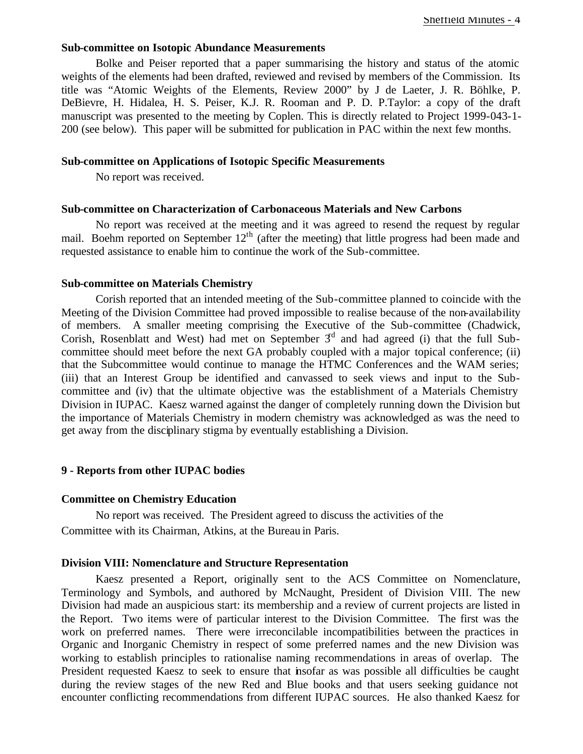### Sub-committee on Isotopic Abundance Measurements

Bolke and Peiser reported that a paper summarising the history and status of the atomic weights of the elements had been drafted, reviewed and revised by members of the Commission. Its title was "Atomic Weights of the Elements, Review 2000" by J de Laeter, J. R. Böhlke, P. DeBievre, H. Hidalea, H. S. Peiser, K.J. R. Rooman and P. D. P.Taylor: a copy of the draft manuscript was presented to the meeting by Coplen. This is directly related to Project 1999-043-1-200 (see below). This paper will be submitted for publication in PAC within the next few months.

### Sub-committee on Applications of Isotopic Specific Measurements

No report was received.

### Sub-committee on Characterization of Carbonaceous Materials and New Carbons

No report was received at the meeting and it was agreed to resend the request by regular mail. Boehm reported on September 12th (after the meeting) that little progress had been made and requested assistance to enable him to continue the work of the Sub-committee.

### Sub-committee on Materials Chemistry

Corish reported that an intended meeting of the Sub-committee planned to coincide with the Meeting of the Division Committee had proved impossible to realise because of the non-availability of members. A smaller meeting comprising the Executive of the Sub-committee (Chadwick, Corish, Rosenblatt and West) had met on September 3rd and had agreed (i) that the full Sub-committee should meet before the next GA probably coupled with a major topical conference; (ii) that the Subcommittee would continue to manage the HTMC Conferences and the WAM series; (iii) that an Interest Group be identified and canvassed to seek views and input to the Sub-committee and (iv) that the ultimate objective was the establishment of a Materials Chemistry Division in IUPAC. Kaesz warned against the danger of completely running down the Division but the importance of Materials Chemistry in modern chemistry was acknowledged as was the need to get away from the disciplinary stigma by eventually establishing a Division.

## 9 - Reports from other IUPAC bodies

### Committee on Chemistry Education

No report was received. The President agreed to discuss the activities of the Committee with its Chairman, Atkins, at the Bureau in Paris.

### Division VIII: Nomenclature and Structure Representation

Kaesz presented a Report, originally sent to the ACS Committee on Nomenclature, Terminology and Symbols, and authored by McNaught, President of Division VIII. The new Division had made an auspicious start: its membership and a review of current projects are listed in the Report. Two items were of particular interest to the Division Committee. The first was the work on preferred names. There were irreconcilable incompatibilities between the practices in Organic and Inorganic Chemistry in respect of some preferred names and the new Division was working to establish principles to rationalise naming recommendations in areas of overlap. The President requested Kaesz to seek to ensure that insofar as was possible all difficulties be caught during the review stages of the new Red and Blue books and that users seeking guidance not encounter conflicting recommendations from different IUPAC sources. He also thanked Kaesz for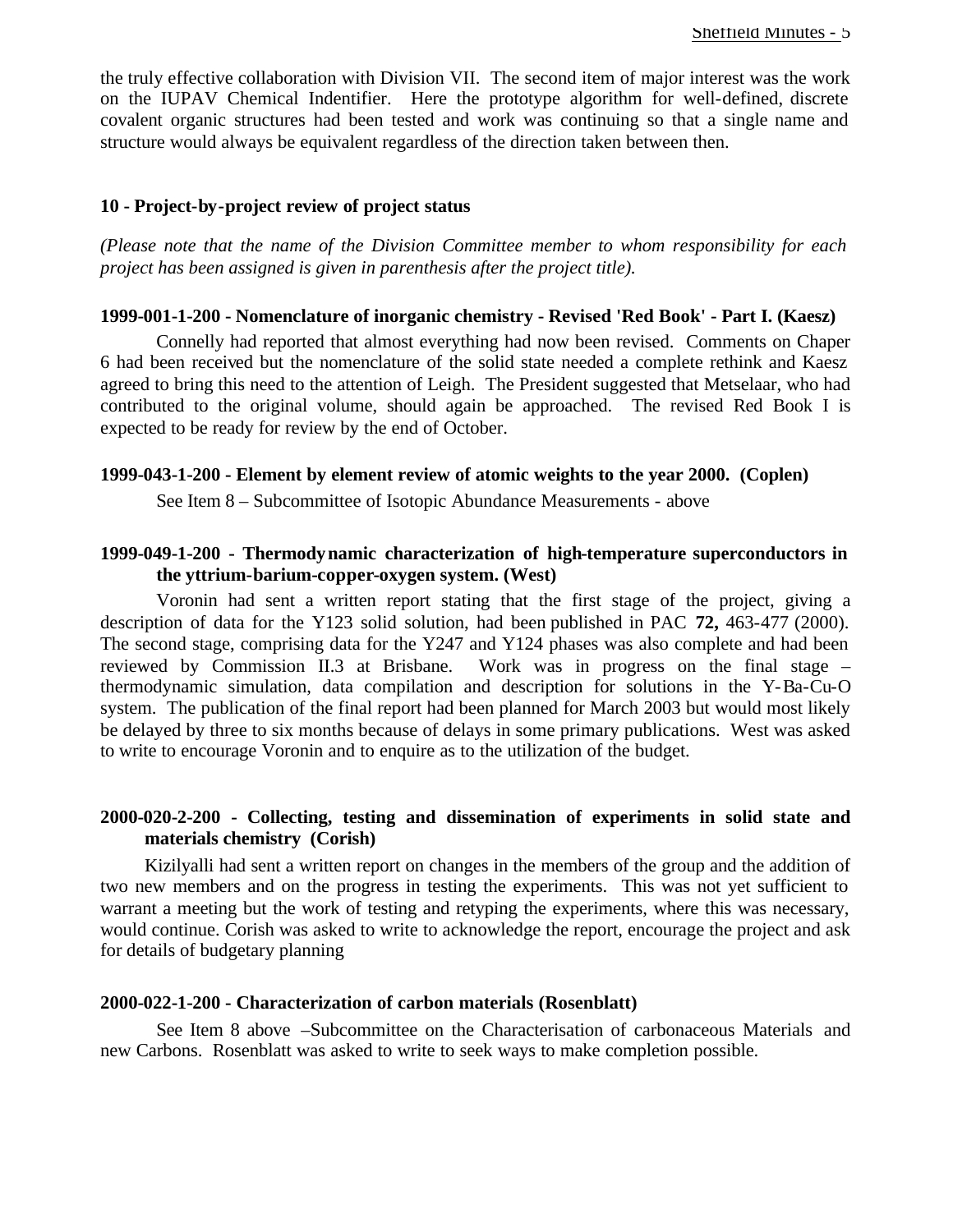the truly effective collaboration with Division VII. The second item of major interest was the work on the IUPAV Chemical Indentifier. Here the prototype algorithm for well-defined, discrete covalent organic structures had been tested and work was continuing so that a single name and structure would always be equivalent regardless of the direction taken between then.

## 10 - Project-by-project review of project status

*(Please note that the name of the Division Committee member to whom responsibility for each project has been assigned is given in parenthesis after the project title).*

### 1999-001-1-200 - Nomenclature of inorganic chemistry - Revised 'Red Book' - Part I. (Kaesz)

Connelly had reported that almost everything had now been revised. Comments on Chaper 6 had been received but the nomenclature of the solid state needed a complete rethink and Kaesz agreed to bring this need to the attention of Leigh. The President suggested that Metselaar, who had contributed to the original volume, should again be approached. The revised Red Book I is expected to be ready for review by the end of October.

### 1999-043-1-200 - Element by element review of atomic weights to the year 2000. (Coplen)

See Item 8 – Subcommittee of Isotopic Abundance Measurements - above

### 1999-049-1-200 - Thermodynamic characterization of high-temperature superconductors in the yttrium-barium-copper-oxygen system. (West)

Voronin had sent a written report stating that the first stage of the project, giving a description of data for the Y123 solid solution, had been published in PAC **72,** 463-477 (2000). The second stage, comprising data for the Y247 and Y124 phases was also complete and had been reviewed by Commission II.3 at Brisbane. Work was in progress on the final stage – thermodynamic simulation, data compilation and description for solutions in the Y-Ba-Cu-O system. The publication of the final report had been planned for March 2003 but would most likely be delayed by three to six months because of delays in some primary publications. West was asked to write to encourage Voronin and to enquire as to the utilization of the budget.

### 2000-020-2-200 - Collecting, testing and dissemination of experiments in solid state and materials chemistry (Corish)

Kizilyalli had sent a written report on changes in the members of the group and the addition of two new members and on the progress in testing the experiments. This was not yet sufficient to warrant a meeting but the work of testing and retyping the experiments, where this was necessary, would continue. Corish was asked to write to acknowledge the report, encourage the project and ask for details of budgetary planning

### 2000-022-1-200 - Characterization of carbon materials (Rosenblatt)

See Item 8 above –Subcommittee on the Characterisation of carbonaceous Materials and new Carbons. Rosenblatt was asked to write to seek ways to make completion possible.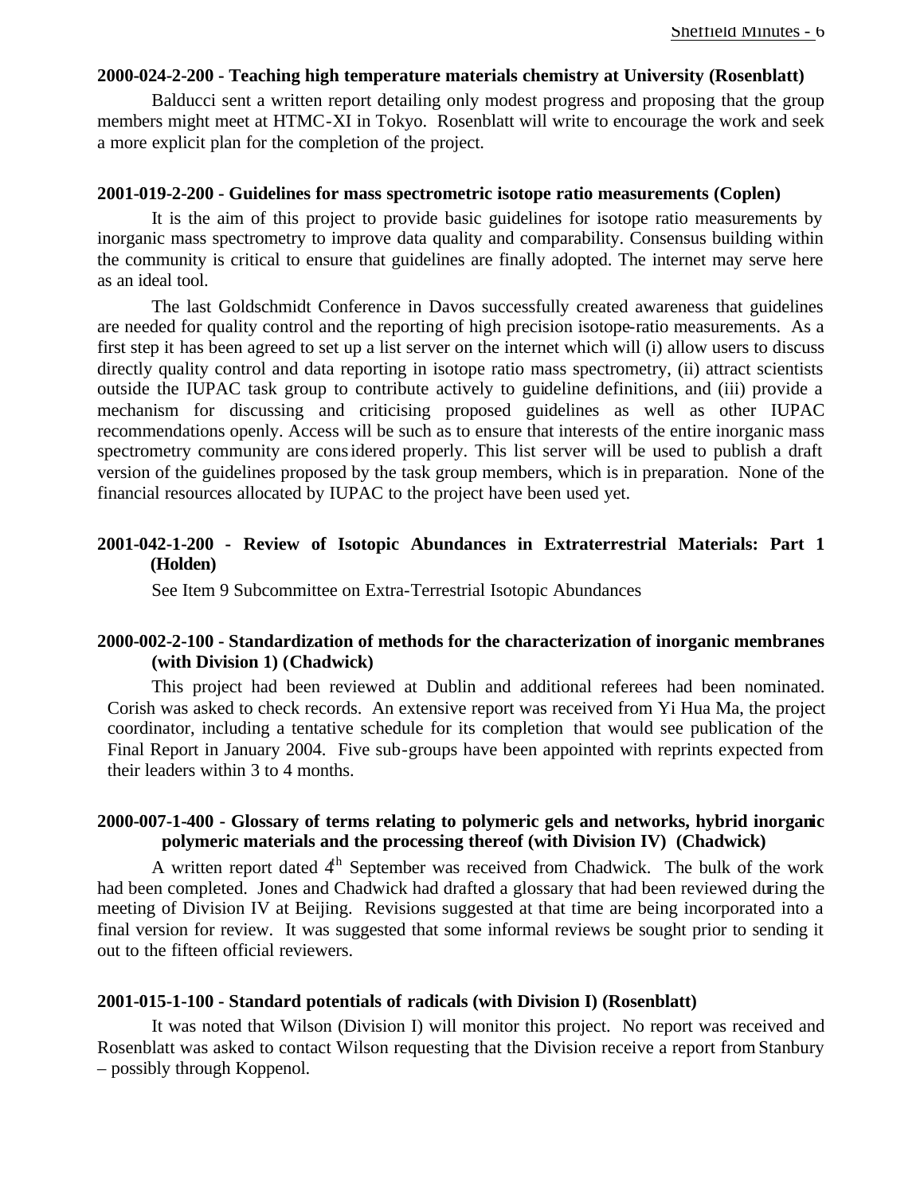**2000-024-2-200 - Teaching high temperature materials chemistry at University (Rosenblatt)**

Balducci sent a written report detailing only modest progress and proposing that the group members might meet at HTMC-XI in Tokyo. Rosenblatt will write to encourage the work and seek a more explicit plan for the completion of the project.

**2001-019-2-200 - Guidelines for mass spectrometric isotope ratio measurements (Coplen)**

It is the aim of this project to provide basic guidelines for isotope ratio measurements by inorganic mass spectrometry to improve data quality and comparability. Consensus building within the community is critical to ensure that guidelines are finally adopted. The internet may serve here as an ideal tool.

The last Goldschmidt Conference in Davos successfully created awareness that guidelines are needed for quality control and the reporting of high precision isotope-ratio measurements. As a first step it has been agreed to set up a list server on the internet which will (i) allow users to discuss directly quality control and data reporting in isotope ratio mass spectrometry, (ii) attract scientists outside the IUPAC task group to contribute actively to guideline definitions, and (iii) provide a mechanism for discussing and criticising proposed guidelines as well as other IUPAC recommendations openly. Access will be such as to ensure that interests of the entire inorganic mass spectrometry community are considered properly. This list server will be used to publish a draft version of the guidelines proposed by the task group members, which is in preparation. None of the financial resources allocated by IUPAC to the project have been used yet.

**2001-042-1-200 - Review of Isotopic Abundances in Extraterrestrial Materials: Part 1 (Holden)**

See Item 9 Subcommittee on Extra-Terrestrial Isotopic Abundances

**2000-002-2-100 - Standardization of methods for the characterization of inorganic membranes (with Division 1) (Chadwick)**

This project had been reviewed at Dublin and additional referees had been nominated. Corish was asked to check records. An extensive report was received from Yi Hua Ma, the project coordinator, including a tentative schedule for its completion that would see publication of the Final Report in January 2004. Five sub-groups have been appointed with reprints expected from their leaders within 3 to 4 months.

**2000-007-1-400 - Glossary of terms relating to polymeric gels and networks, hybrid inorganic polymeric materials and the processing thereof (with Division IV) (Chadwick)**

A written report dated 4th September was received from Chadwick. The bulk of the work had been completed. Jones and Chadwick had drafted a glossary that had been reviewed during the meeting of Division IV at Beijing. Revisions suggested at that time are being incorporated into a final version for review. It was suggested that some informal reviews be sought prior to sending it out to the fifteen official reviewers.

**2001-015-1-100 - Standard potentials of radicals (with Division I) (Rosenblatt)**

It was noted that Wilson (Division I) will monitor this project. No report was received and Rosenblatt was asked to contact Wilson requesting that the Division receive a report from Stanbury – possibly through Koppenol.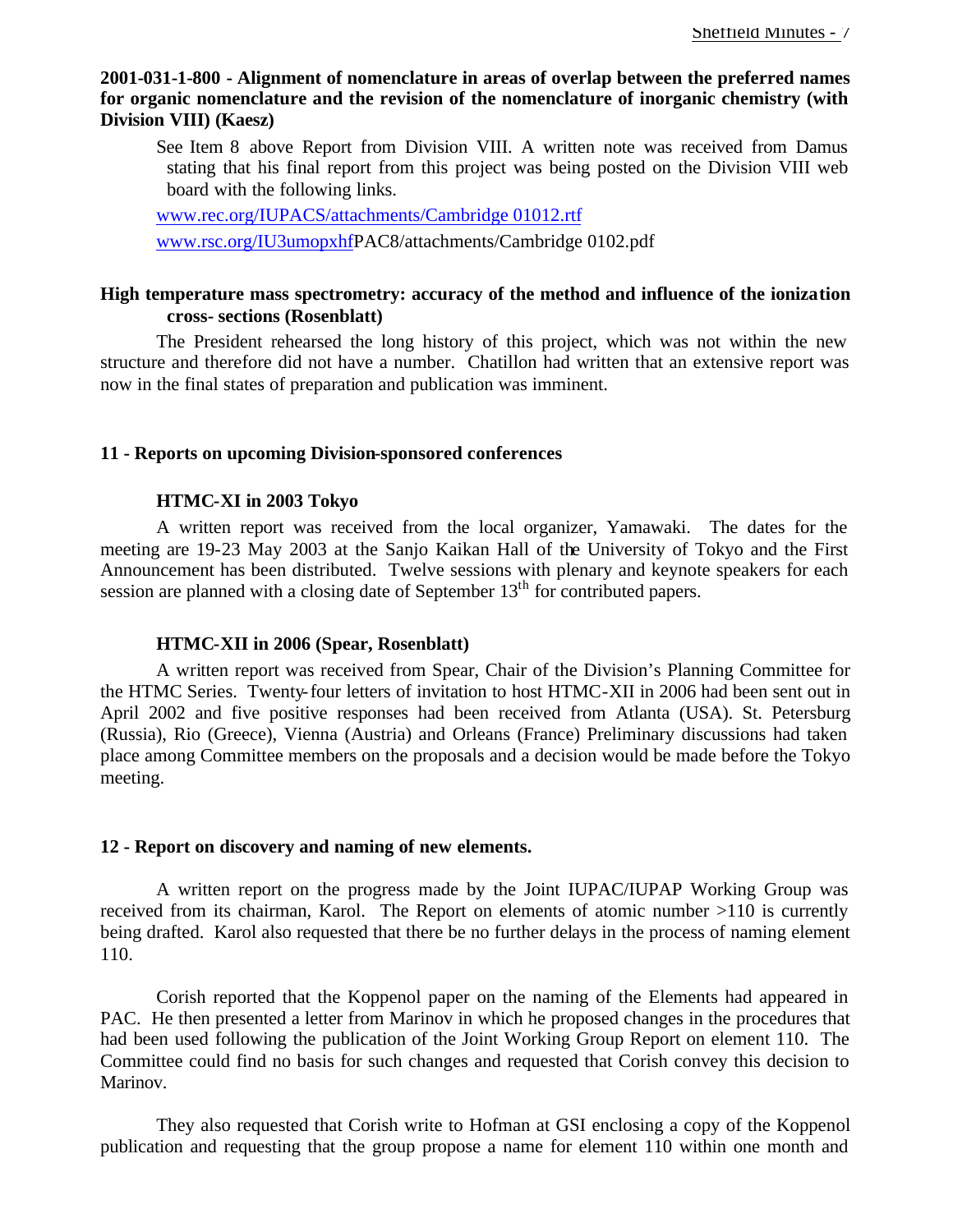**2001-031-1-800 - Alignment of nomenclature in areas of overlap between the preferred names for organic nomenclature and the revision of the nomenclature of inorganic chemistry (with Division VIII) (Kaesz)**

See Item 8 above Report from Division VIII. A written note was received from Damus stating that his final report from this project was being posted on the Division VIII web board with the following links.

www.rec.org/IUPACS/attachments/Cambridge 01012.rtf

www.rsc.org/IU3umopxhfPAC8/attachments/Cambridge 0102.pdf

**High temperature mass spectrometry: accuracy of the method and influence of the ionization cross- sections (Rosenblatt)**

The President rehearsed the long history of this project, which was not within the new structure and therefore did not have a number. Chatillon had written that an extensive report was now in the final states of preparation and publication was imminent.

**11 - Reports on upcoming Division-sponsored conferences**

**HTMC-XI in 2003 Tokyo**

A written report was received from the local organizer, Yamawaki. The dates for the meeting are 19-23 May 2003 at the Sanjo Kaikan Hall of the University of Tokyo and the First Announcement has been distributed. Twelve sessions with plenary and keynote speakers for each session are planned with a closing date of September 13th for contributed papers.

**HTMC-XII in 2006 (Spear, Rosenblatt)**

A written report was received from Spear, Chair of the Division's Planning Committee for the HTMC Series. Twenty-four letters of invitation to host HTMC-XII in 2006 had been sent out in April 2002 and five positive responses had been received from Atlanta (USA). St. Petersburg (Russia), Rio (Greece), Vienna (Austria) and Orleans (France) Preliminary discussions had taken place among Committee members on the proposals and a decision would be made before the Tokyo meeting.

**12 - Report on discovery and naming of new elements.**

A written report on the progress made by the Joint IUPAC/IUPAP Working Group was received from its chairman, Karol. The Report on elements of atomic number >110 is currently being drafted. Karol also requested that there be no further delays in the process of naming element 110.

Corish reported that the Koppenol paper on the naming of the Elements had appeared in PAC. He then presented a letter from Marinov in which he proposed changes in the procedures that had been used following the publication of the Joint Working Group Report on element 110. The Committee could find no basis for such changes and requested that Corish convey this decision to Marinov.

They also requested that Corish write to Hofman at GSI enclosing a copy of the Koppenol publication and requesting that the group propose a name for element 110 within one month and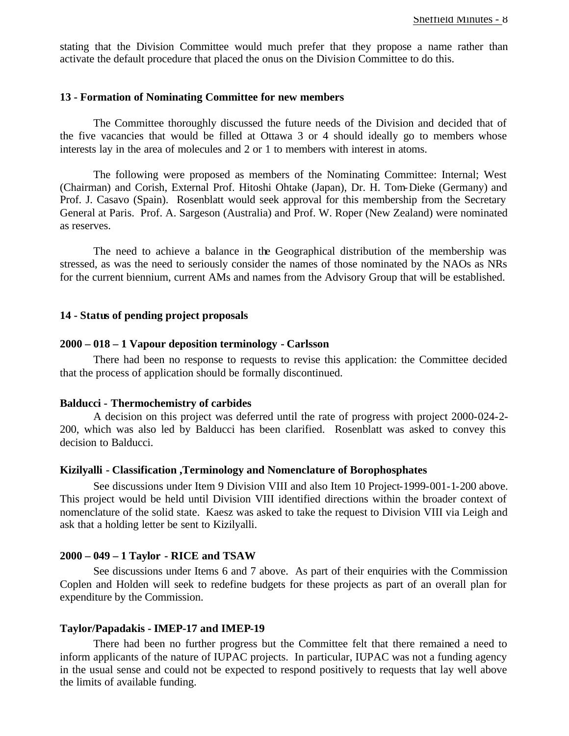stating that the Division Committee would much prefer that they propose a name rather than activate the default procedure that placed the onus on the Division Committee to do this.

**13 - Formation of Nominating Committee for new members**

The Committee thoroughly discussed the future needs of the Division and decided that of the five vacancies that would be filled at Ottawa 3 or 4 should ideally go to members whose interests lay in the area of molecules and 2 or 1 to members with interest in atoms.

The following were proposed as members of the Nominating Committee: Internal; West (Chairman) and Corish, External Prof. Hitoshi Ohtake (Japan), Dr. H. Tom-Dieke (Germany) and Prof. J. Casavo (Spain). Rosenblatt would seek approval for this membership from the Secretary General at Paris. Prof. A. Sargeson (Australia) and Prof. W. Roper (New Zealand) were nominated as reserves.

The need to achieve a balance in the Geographical distribution of the membership was stressed, as was the need to seriously consider the names of those nominated by the NAOs as NRs for the current biennium, current AMs and names from the Advisory Group that will be established.

**14 - Status of pending project proposals**

**2000 – 018 – 1 Vapour deposition terminology - Carlsson**

There had been no response to requests to revise this application: the Committee decided that the process of application should be formally discontinued.

**Balducci - Thermochemistry of carbides**

A decision on this project was deferred until the rate of progress with project 2000-024-2-200, which was also led by Balducci has been clarified. Rosenblatt was asked to convey this decision to Balducci.

**Kizilyalli - Classification ,Terminology and Nomenclature of Borophosphates**

See discussions under Item 9 Division VIII and also Item 10 Project-1999-001-1-200 above. This project would be held until Division VIII identified directions within the broader context of nomenclature of the solid state. Kaesz was asked to take the request to Division VIII via Leigh and ask that a holding letter be sent to Kizilyalli.

**2000 – 049 – 1 Taylor - RICE and TSAW**

See discussions under Items 6 and 7 above. As part of their enquiries with the Commission Coplen and Holden will seek to redefine budgets for these projects as part of an overall plan for expenditure by the Commission.

**Taylor/Papadakis - IMEP-17 and IMEP-19**

There had been no further progress but the Committee felt that there remained a need to inform applicants of the nature of IUPAC projects. In particular, IUPAC was not a funding agency in the usual sense and could not be expected to respond positively to requests that lay well above the limits of available funding.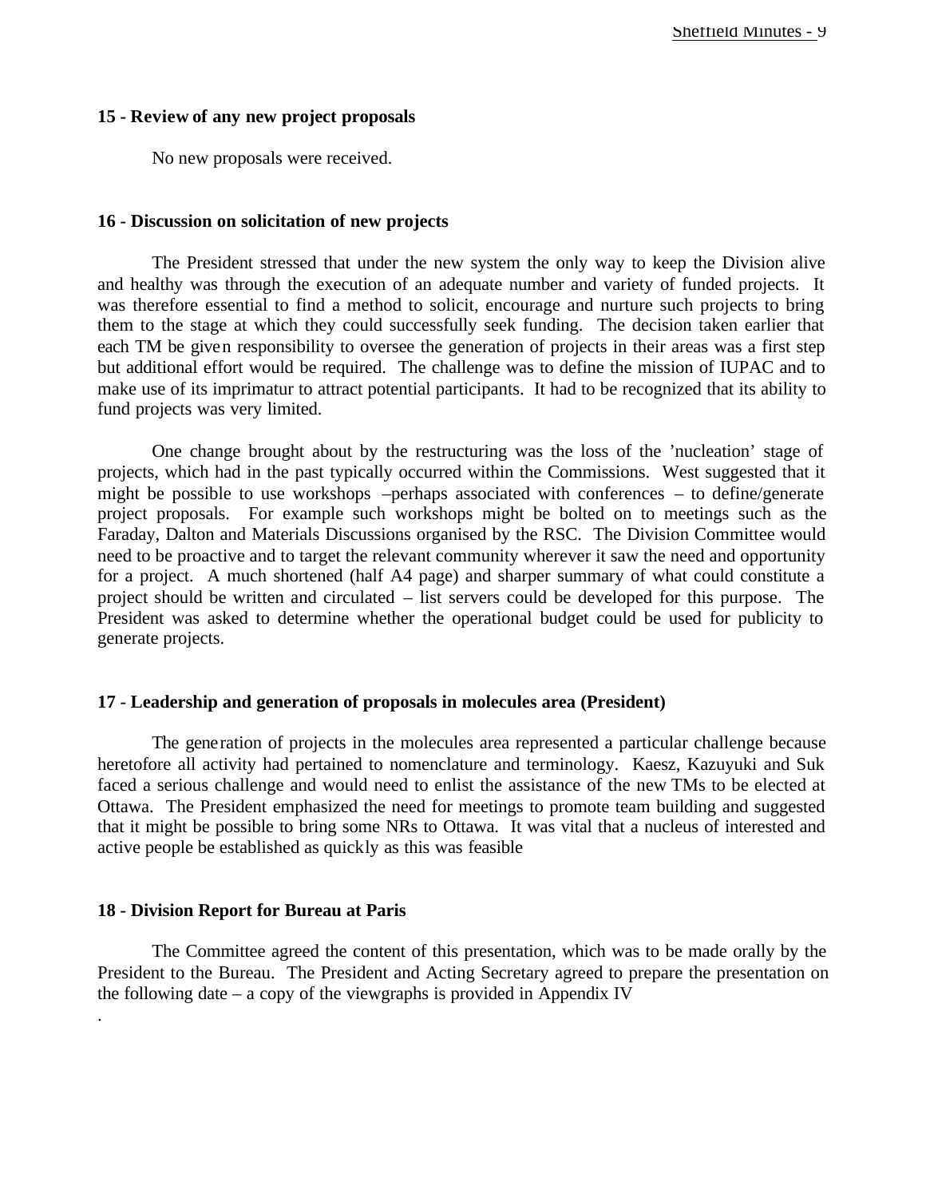**15 - Review of any new project proposals**

No new proposals were received.

**16 - Discussion on solicitation of new projects**

The President stressed that under the new system the only way to keep the Division alive and healthy was through the execution of an adequate number and variety of funded projects. It was therefore essential to find a method to solicit, encourage and nurture such projects to bring them to the stage at which they could successfully seek funding. The decision taken earlier that each TM be given responsibility to oversee the generation of projects in their areas was a first step but additional effort would be required. The challenge was to define the mission of IUPAC and to make use of its imprimatur to attract potential participants. It had to be recognized that its ability to fund projects was very limited.

One change brought about by the restructuring was the loss of the 'nucleation' stage of projects, which had in the past typically occurred within the Commissions. West suggested that it might be possible to use workshops –perhaps associated with conferences – to define/generate project proposals. For example such workshops might be bolted on to meetings such as the Faraday, Dalton and Materials Discussions organised by the RSC. The Division Committee would need to be proactive and to target the relevant community wherever it saw the need and opportunity for a project. A much shortened (half A4 page) and sharper summary of what could constitute a project should be written and circulated – list servers could be developed for this purpose. The President was asked to determine whether the operational budget could be used for publicity to generate projects.

**17 - Leadership and generation of proposals in molecules area (President)**

The generation of projects in the molecules area represented a particular challenge because heretofore all activity had pertained to nomenclature and terminology. Kaesz, Kazuyuki and Suk faced a serious challenge and would need to enlist the assistance of the new TMs to be elected at Ottawa. The President emphasized the need for meetings to promote team building and suggested that it might be possible to bring some NRs to Ottawa. It was vital that a nucleus of interested and active people be established as quickly as this was feasible

**18 - Division Report for Bureau at Paris**

The Committee agreed the content of this presentation, which was to be made orally by the President to the Bureau. The President and Acting Secretary agreed to prepare the presentation on the following date – a copy of the viewgraphs is provided in Appendix IV

.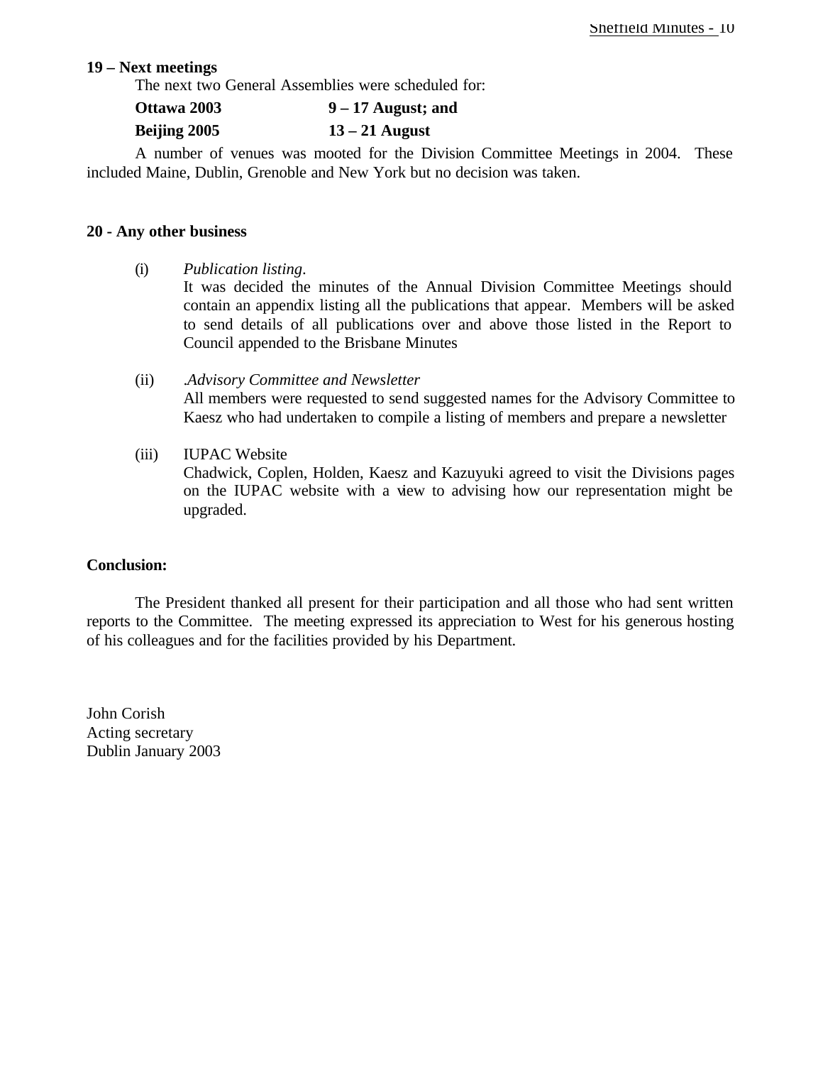**19 – Next meetings**

The next two General Assemblies were scheduled for:

**Ottawa 2003 9 – 17 August; and**

**Beijing 2005 13 – 21 August**

A number of venues was mooted for the Division Committee Meetings in 2004. These included Maine, Dublin, Grenoble and New York but no decision was taken.

**20 - Any other business**

(i) *Publication listing*.
It was decided the minutes of the Annual Division Committee Meetings should contain an appendix listing all the publications that appear. Members will be asked to send details of all publications over and above those listed in the Report to Council appended to the Brisbane Minutes

(ii) .*Advisory Committee and Newsletter*
All members were requested to send suggested names for the Advisory Committee to Kaesz who had undertaken to compile a listing of members and prepare a newsletter

(iii) IUPAC Website
Chadwick, Coplen, Holden, Kaesz and Kazuyuki agreed to visit the Divisions pages on the IUPAC website with a view to advising how our representation might be upgraded.

**Conclusion:**

The President thanked all present for their participation and all those who had sent written reports to the Committee. The meeting expressed its appreciation to West for his generous hosting of his colleagues and for the facilities provided by his Department.

John Corish
Acting secretary
Dublin January 2003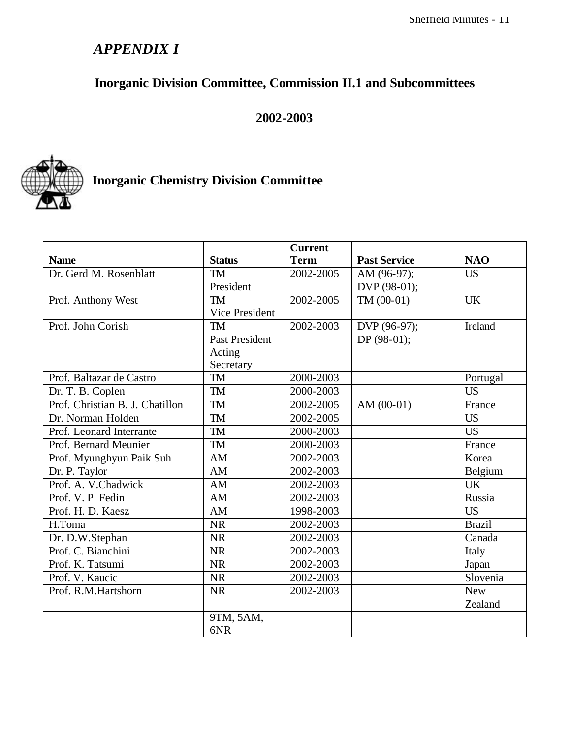# *APPENDIX I*

## Inorganic Division Committee, Commission II.1 and Subcommittees

## 2002-2003

### Inorganic Chemistry Division Committee

| Name | Status | Current Term | Past Service | NAO |
|---|---|---|---|---|
| Dr. Gerd M. Rosenblatt | TM President | 2002-2005 | AM (96-97); DVP (98-01); | US |
| Prof. Anthony West | TM Vice President | 2002-2005 | TM (00-01) | UK |
| Prof. John Corish | TM Past President Acting Secretary | 2002-2003 | DVP (96-97); DP (98-01); | Ireland |
| Prof. Baltazar de Castro | TM | 2000-2003 | | Portugal |
| Dr. T. B. Coplen | TM | 2000-2003 | | US |
| Prof. Christian B. J. Chatillon | TM | 2002-2005 | AM (00-01) | France |
| Dr. Norman Holden | TM | 2002-2005 | | US |
| Prof. Leonard Interrante | TM | 2000-2003 | | US |
| Prof. Bernard Meunier | TM | 2000-2003 | | France |
| Prof. Myunghyun Paik Suh | AM | 2002-2003 | | Korea |
| Dr. P. Taylor | AM | 2002-2003 | | Belgium |
| Prof. A. V.Chadwick | AM | 2002-2003 | | UK |
| Prof. V. P Fedin | AM | 2002-2003 | | Russia |
| Prof. H. D. Kaesz | AM | 1998-2003 | | US |
| H.Toma | NR | 2002-2003 | | Brazil |
| Dr. D.W.Stephan | NR | 2002-2003 | | Canada |
| Prof. C. Bianchini | NR | 2002-2003 | | Italy |
| Prof. K. Tatsumi | NR | 2002-2003 | | Japan |
| Prof. V. Kaucic | NR | 2002-2003 | | Slovenia |
| Prof. R.M.Hartshorn | NR | 2002-2003 | | New Zealand |
| | 9TM, 5AM, 6NR | | | |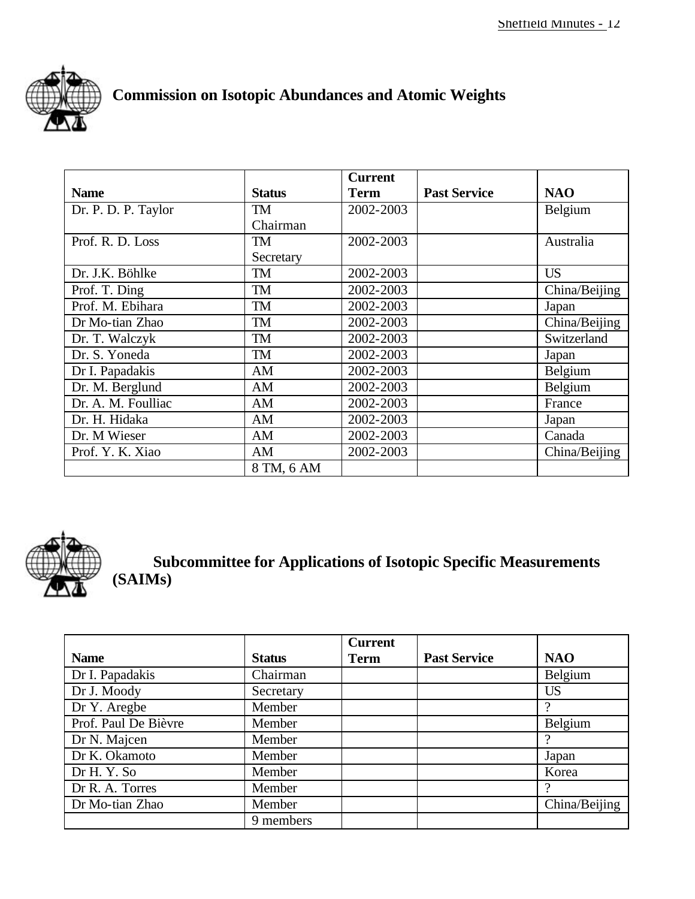## Commission on Isotopic Abundances and Atomic Weights

| Name | Status | Current Term | Past Service | NAO |
|---|---|---|---|---|
| Dr. P. D. P. Taylor | TM Chairman | 2002-2003 | | Belgium |
| Prof. R. D. Loss | TM Secretary | 2002-2003 | | Australia |
| Dr. J.K. Böhlke | TM | 2002-2003 | | US |
| Prof. T. Ding | TM | 2002-2003 | | China/Beijing |
| Prof. M. Ebihara | TM | 2002-2003 | | Japan |
| Dr Mo-tian Zhao | TM | 2002-2003 | | China/Beijing |
| Dr. T. Walczyk | TM | 2002-2003 | | Switzerland |
| Dr. S. Yoneda | TM | 2002-2003 | | Japan |
| Dr I. Papadakis | AM | 2002-2003 | | Belgium |
| Dr. M. Berglund | AM | 2002-2003 | | Belgium |
| Dr. A. M. Foulliac | AM | 2002-2003 | | France |
| Dr. H. Hidaka | AM | 2002-2003 | | Japan |
| Dr. M Wieser | AM | 2002-2003 | | Canada |
| Prof. Y. K. Xiao | AM | 2002-2003 | | China/Beijing |
| | 8 TM, 6 AM | | | |

## Subcommittee for Applications of Isotopic Specific Measurements (SAIMs)

| Name | Status | Current Term | Past Service | NAO |
|---|---|---|---|---|
| Dr I. Papadakis | Chairman | | | Belgium |
| Dr J. Moody | Secretary | | | US |
| Dr Y. Aregbe | Member | | | ? |
| Prof. Paul De Bièvre | Member | | | Belgium |
| Dr N. Majcen | Member | | | ? |
| Dr K. Okamoto | Member | | | Japan |
| Dr H. Y. So | Member | | | Korea |
| Dr R. A. Torres | Member | | | ? |
| Dr Mo-tian Zhao | Member | | | China/Beijing |
| | 9 members | | | |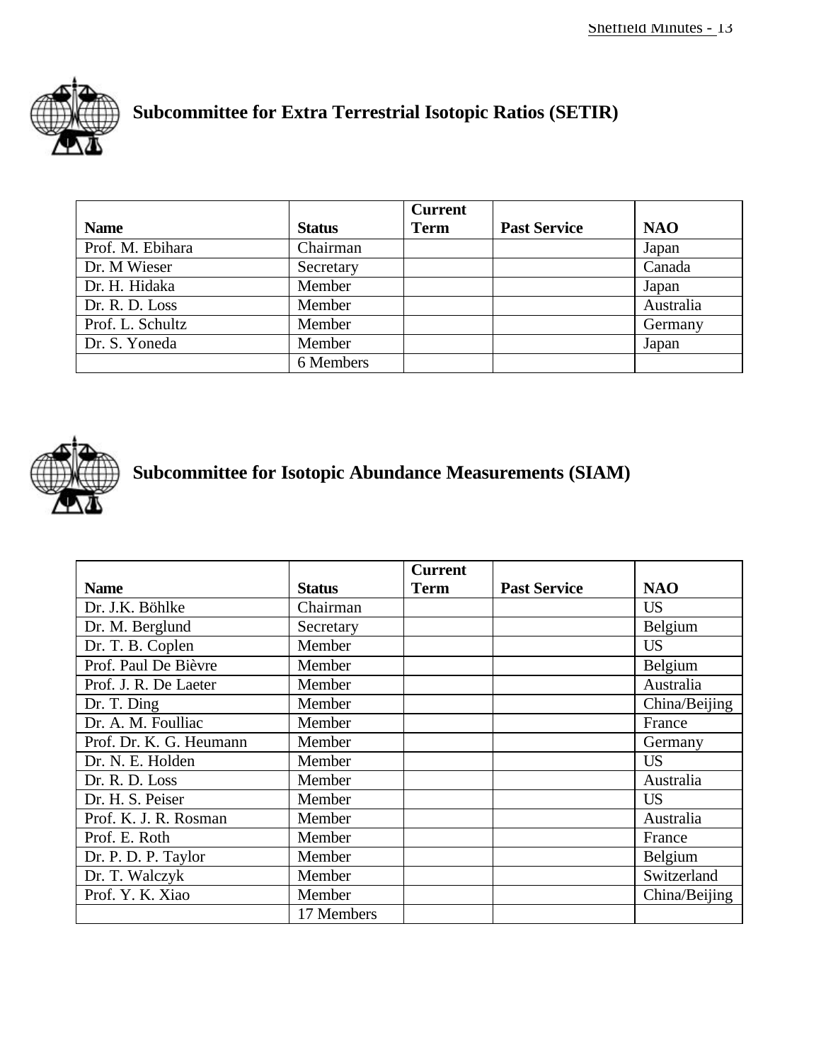## Subcommittee for Extra Terrestrial Isotopic Ratios (SETIR)

| Name | Status | Current Term | Past Service | NAO |
|---|---|---|---|---|
| Prof. M. Ebihara | Chairman | | | Japan |
| Dr. M Wieser | Secretary | | | Canada |
| Dr. H. Hidaka | Member | | | Japan |
| Dr. R. D. Loss | Member | | | Australia |
| Prof. L. Schultz | Member | | | Germany |
| Dr. S. Yoneda | Member | | | Japan |
| | 6 Members | | | |

## Subcommittee for Isotopic Abundance Measurements (SIAM)

| Name | Status | Current Term | Past Service | NAO |
|---|---|---|---|---|
| Dr. J.K. Böhlke | Chairman | | | US |
| Dr. M. Berglund | Secretary | | | Belgium |
| Dr. T. B. Coplen | Member | | | US |
| Prof. Paul De Bièvre | Member | | | Belgium |
| Prof. J. R. De Laeter | Member | | | Australia |
| Dr. T. Ding | Member | | | China/Beijing |
| Dr. A. M. Foulliac | Member | | | France |
| Prof. Dr. K. G. Heumann | Member | | | Germany |
| Dr. N. E. Holden | Member | | | US |
| Dr. R. D. Loss | Member | | | Australia |
| Dr. H. S. Peiser | Member | | | US |
| Prof. K. J. R. Rosman | Member | | | Australia |
| Prof. E. Roth | Member | | | France |
| Dr. P. D. P. Taylor | Member | | | Belgium |
| Dr. T. Walczyk | Member | | | Switzerland |
| Prof. Y. K. Xiao | Member | | | China/Beijing |
| | 17 Members | | | |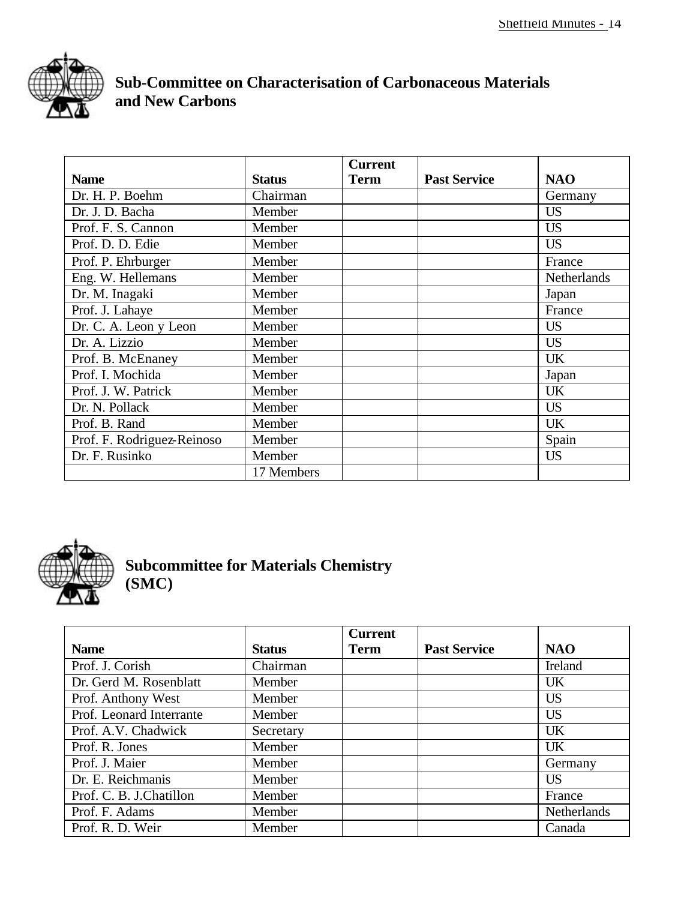## Sub-Committee on Characterisation of Carbonaceous Materials and New Carbons

| Name | Status | Current Term | Past Service | NAO |
|---|---|---|---|---|
| Dr. H. P. Boehm | Chairman | | | Germany |
| Dr. J. D. Bacha | Member | | | US |
| Prof. F. S. Cannon | Member | | | US |
| Prof. D. D. Edie | Member | | | US |
| Prof. P. Ehrburger | Member | | | France |
| Eng. W. Hellemans | Member | | | Netherlands |
| Dr. M. Inagaki | Member | | | Japan |
| Prof. J. Lahaye | Member | | | France |
| Dr. C. A. Leon y Leon | Member | | | US |
| Dr. A. Lizzio | Member | | | US |
| Prof. B. McEnaney | Member | | | UK |
| Prof. I. Mochida | Member | | | Japan |
| Prof. J. W. Patrick | Member | | | UK |
| Dr. N. Pollack | Member | | | US |
| Prof. B. Rand | Member | | | UK |
| Prof. F. Rodriguez-Reinoso | Member | | | Spain |
| Dr. F. Rusinko | Member | | | US |
| | 17 Members | | | |

## Subcommittee for Materials Chemistry (SMC)

| Name | Status | Current Term | Past Service | NAO |
|---|---|---|---|---|
| Prof. J. Corish | Chairman | | | Ireland |
| Dr. Gerd M. Rosenblatt | Member | | | UK |
| Prof. Anthony West | Member | | | US |
| Prof. Leonard Interrante | Member | | | US |
| Prof. A.V. Chadwick | Secretary | | | UK |
| Prof. R. Jones | Member | | | UK |
| Prof. J. Maier | Member | | | Germany |
| Dr. E. Reichmanis | Member | | | US |
| Prof. C. B. J.Chatillon | Member | | | France |
| Prof. F. Adams | Member | | | Netherlands |
| Prof. R. D. Weir | Member | | | Canada |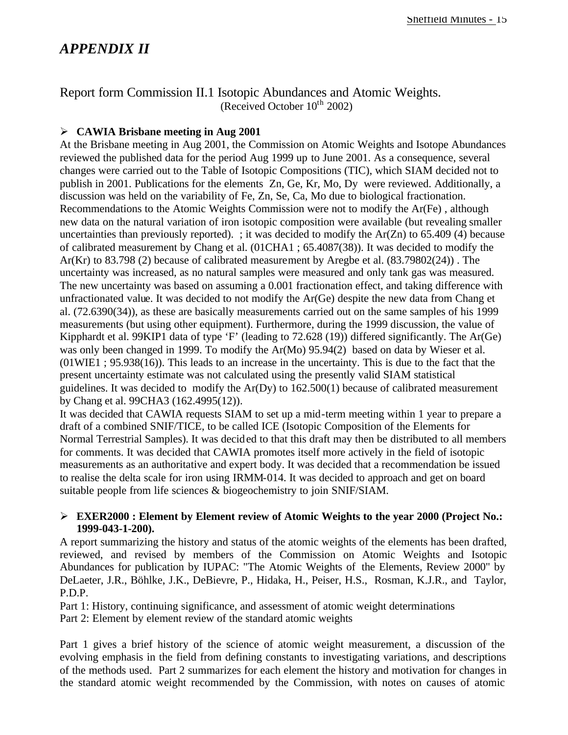# *APPENDIX II*

## Report form Commission II.1 Isotopic Abundances and Atomic Weights.

(Received October 10th 2002)

- **CAWIA Brisbane meeting in Aug 2001**

At the Brisbane meeting in Aug 2001, the Commission on Atomic Weights and Isotope Abundances reviewed the published data for the period Aug 1999 up to June 2001. As a consequence, several changes were carried out to the Table of Isotopic Compositions (TIC), which SIAM decided not to publish in 2001. Publications for the elements Zn, Ge, Kr, Mo, Dy were reviewed. Additionally, a discussion was held on the variability of Fe, Zn, Se, Ca, Mo due to biological fractionation. Recommendations to the Atomic Weights Commission were not to modify the Ar(Fe) , although new data on the natural variation of iron isotopic composition were available (but revealing smaller uncertainties than previously reported). ; it was decided to modify the Ar(Zn) to 65.409 (4) because of calibrated measurement by Chang et al. (01CHA1 ; 65.4087(38)). It was decided to modify the Ar(Kr) to 83.798 (2) because of calibrated measurement by Aregbe et al. (83.79802(24)) . The uncertainty was increased, as no natural samples were measured and only tank gas was measured. The new uncertainty was based on assuming a 0.001 fractionation effect, and taking difference with unfractionated value. It was decided to not modify the Ar(Ge) despite the new data from Chang et al. (72.6390(34)), as these are basically measurements carried out on the same samples of his 1999 measurements (but using other equipment). Furthermore, during the 1999 discussion, the value of Kipphardt et al. 99KIP1 data of type 'F' (leading to 72.628 (19)) differed significantly. The Ar(Ge) was only been changed in 1999. To modify the Ar(Mo) 95.94(2) based on data by Wieser et al. (01WIE1 ; 95.938(16)). This leads to an increase in the uncertainty. This is due to the fact that the present uncertainty estimate was not calculated using the presently valid SIAM statistical guidelines. It was decided to modify the Ar(Dy) to 162.500(1) because of calibrated measurement by Chang et al. 99CHA3 (162.4995(12)).

It was decided that CAWIA requests SIAM to set up a mid-term meeting within 1 year to prepare a draft of a combined SNIF/TICE, to be called ICE (Isotopic Composition of the Elements for Normal Terrestrial Samples). It was decided to that this draft may then be distributed to all members for comments. It was decided that CAWIA promotes itself more actively in the field of isotopic measurements as an authoritative and expert body. It was decided that a recommendation be issued to realise the delta scale for iron using IRMM-014. It was decided to approach and get on board suitable people from life sciences & biogeochemistry to join SNIF/SIAM.

- **EXER2000 : Element by Element review of Atomic Weights to the year 2000 (Project No.: 1999-043-1-200).**

A report summarizing the history and status of the atomic weights of the elements has been drafted, reviewed, and revised by members of the Commission on Atomic Weights and Isotopic Abundances for publication by IUPAC: "The Atomic Weights of the Elements, Review 2000" by DeLaeter, J.R., Böhlke, J.K., DeBievre, P., Hidaka, H., Peiser, H.S., Rosman, K.J.R., and Taylor, P.D.P.

Part 1: History, continuing significance, and assessment of atomic weight determinations
Part 2: Element by element review of the standard atomic weights

Part 1 gives a brief history of the science of atomic weight measurement, a discussion of the evolving emphasis in the field from defining constants to investigating variations, and descriptions of the methods used. Part 2 summarizes for each element the history and motivation for changes in the standard atomic weight recommended by the Commission, with notes on causes of atomic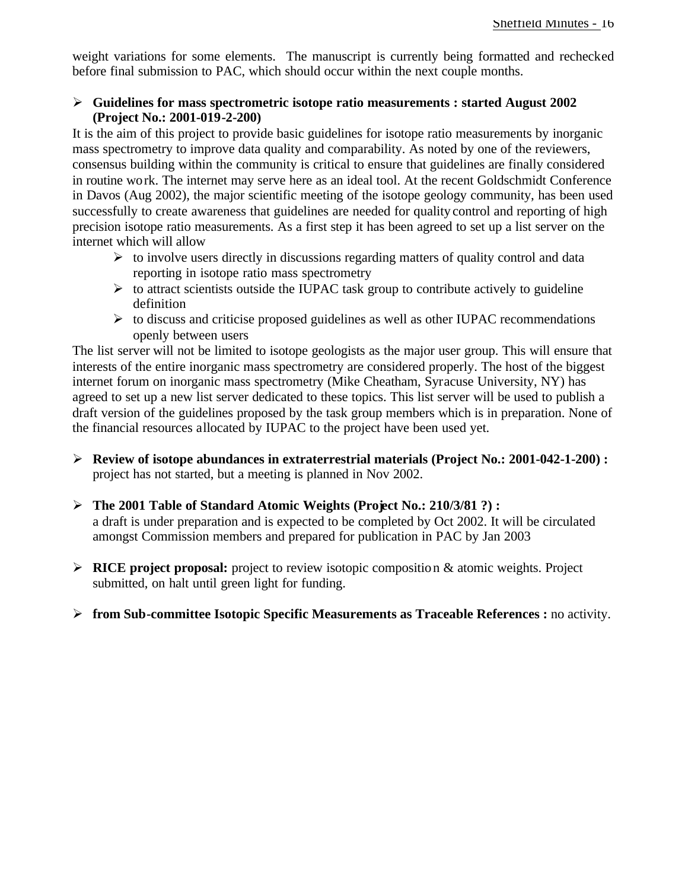weight variations for some elements. The manuscript is currently being formatted and rechecked before final submission to PAC, which should occur within the next couple months.

- **Guidelines for mass spectrometric isotope ratio measurements : started August 2002 (Project No.: 2001-019-2-200)**

It is the aim of this project to provide basic guidelines for isotope ratio measurements by inorganic mass spectrometry to improve data quality and comparability. As noted by one of the reviewers, consensus building within the community is critical to ensure that guidelines are finally considered in routine work. The internet may serve here as an ideal tool. At the recent Goldschmidt Conference in Davos (Aug 2002), the major scientific meeting of the isotope geology community, has been used successfully to create awareness that guidelines are needed for quality control and reporting of high precision isotope ratio measurements. As a first step it has been agreed to set up a list server on the internet which will allow

- to involve users directly in discussions regarding matters of quality control and data reporting in isotope ratio mass spectrometry
- to attract scientists outside the IUPAC task group to contribute actively to guideline definition
- to discuss and criticise proposed guidelines as well as other IUPAC recommendations openly between users

The list server will not be limited to isotope geologists as the major user group. This will ensure that interests of the entire inorganic mass spectrometry are considered properly. The host of the biggest internet forum on inorganic mass spectrometry (Mike Cheatham, Syracuse University, NY) has agreed to set up a new list server dedicated to these topics. This list server will be used to publish a draft version of the guidelines proposed by the task group members which is in preparation. None of the financial resources allocated by IUPAC to the project have been used yet.

- **Review of isotope abundances in extraterrestrial materials (Project No.: 2001-042-1-200) :** project has not started, but a meeting is planned in Nov 2002.

- **The 2001 Table of Standard Atomic Weights (Project No.: 210/3/81 ?) :** a draft is under preparation and is expected to be completed by Oct 2002. It will be circulated amongst Commission members and prepared for publication in PAC by Jan 2003

- **RICE project proposal:** project to review isotopic composition & atomic weights. Project submitted, on halt until green light for funding.

- **from Sub-committee Isotopic Specific Measurements as Traceable References :** no activity.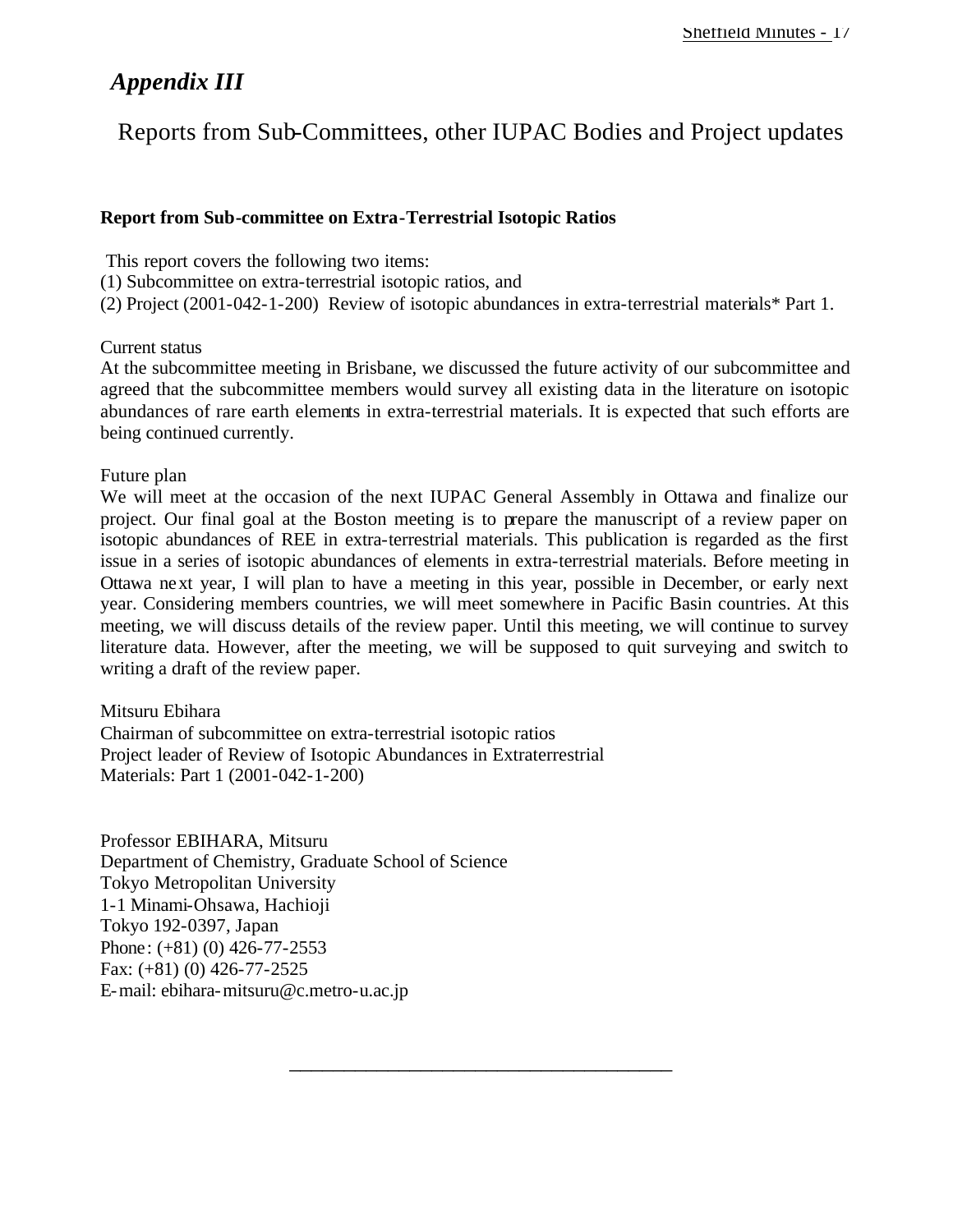# *Appendix III*

## Reports from Sub-Committees, other IUPAC Bodies and Project updates

**Report from Sub-committee on Extra-Terrestrial Isotopic Ratios**

This report covers the following two items:
(1) Subcommittee on extra-terrestrial isotopic ratios, and
(2) Project (2001-042-1-200) Review of isotopic abundances in extra-terrestrial materials* Part 1.

Current status
At the subcommittee meeting in Brisbane, we discussed the future activity of our subcommittee and agreed that the subcommittee members would survey all existing data in the literature on isotopic abundances of rare earth elements in extra-terrestrial materials. It is expected that such efforts are being continued currently.

Future plan
We will meet at the occasion of the next IUPAC General Assembly in Ottawa and finalize our project. Our final goal at the Boston meeting is to prepare the manuscript of a review paper on isotopic abundances of REE in extra-terrestrial materials. This publication is regarded as the first issue in a series of isotopic abundances of elements in extra-terrestrial materials. Before meeting in Ottawa next year, I will plan to have a meeting in this year, possible in December, or early next year. Considering members countries, we will meet somewhere in Pacific Basin countries. At this meeting, we will discuss details of the review paper. Until this meeting, we will continue to survey literature data. However, after the meeting, we will be supposed to quit surveying and switch to writing a draft of the review paper.

Mitsuru Ebihara
Chairman of subcommittee on extra-terrestrial isotopic ratios
Project leader of Review of Isotopic Abundances in Extraterrestrial Materials: Part 1 (2001-042-1-200)

Professor EBIHARA, Mitsuru
Department of Chemistry, Graduate School of Science
Tokyo Metropolitan University
1-1 Minami-Ohsawa, Hachioji
Tokyo 192-0397, Japan
Phone: (+81) (0) 426-77-2553
Fax: (+81) (0) 426-77-2525
E-mail: ebihara-mitsuru@c.metro-u.ac.jp

---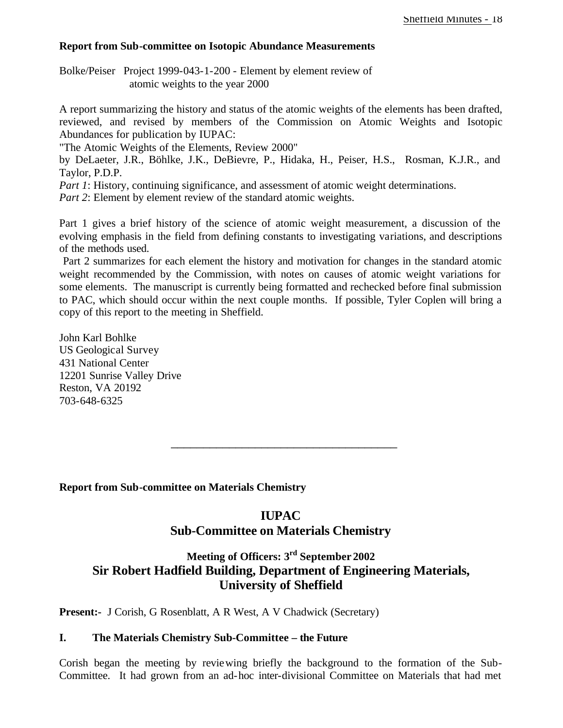**Report from Sub-committee on Isotopic Abundance Measurements**

Bolke/Peiser Project 1999-043-1-200 - Element by element review of atomic weights to the year 2000

A report summarizing the history and status of the atomic weights of the elements has been drafted, reviewed, and revised by members of the Commission on Atomic Weights and Isotopic Abundances for publication by IUPAC:

"The Atomic Weights of the Elements, Review 2000"

by DeLaeter, J.R., Böhlke, J.K., DeBievre, P., Hidaka, H., Peiser, H.S., Rosman, K.J.R., and Taylor, P.D.P.

*Part 1*: History, continuing significance, and assessment of atomic weight determinations.

*Part 2*: Element by element review of the standard atomic weights.

Part 1 gives a brief history of the science of atomic weight measurement, a discussion of the evolving emphasis in the field from defining constants to investigating variations, and descriptions of the methods used.

Part 2 summarizes for each element the history and motivation for changes in the standard atomic weight recommended by the Commission, with notes on causes of atomic weight variations for some elements. The manuscript is currently being formatted and rechecked before final submission to PAC, which should occur within the next couple months. If possible, Tyler Coplen will bring a copy of this report to the meeting in Sheffield.

John Karl Bohlke
US Geological Survey
431 National Center
12201 Sunrise Valley Drive
Reston, VA 20192
703-648-6325

---

**Report from Sub-committee on Materials Chemistry**

## IUPAC
## Sub-Committee on Materials Chemistry

### Meeting of Officers: 3rd September 2002
### Sir Robert Hadfield Building, Department of Engineering Materials, University of Sheffield

**Present:-** J Corish, G Rosenblatt, A R West, A V Chadwick (Secretary)

**I. The Materials Chemistry Sub-Committee – the Future**

Corish began the meeting by reviewing briefly the background to the formation of the Sub-Committee. It had grown from an ad-hoc inter-divisional Committee on Materials that had met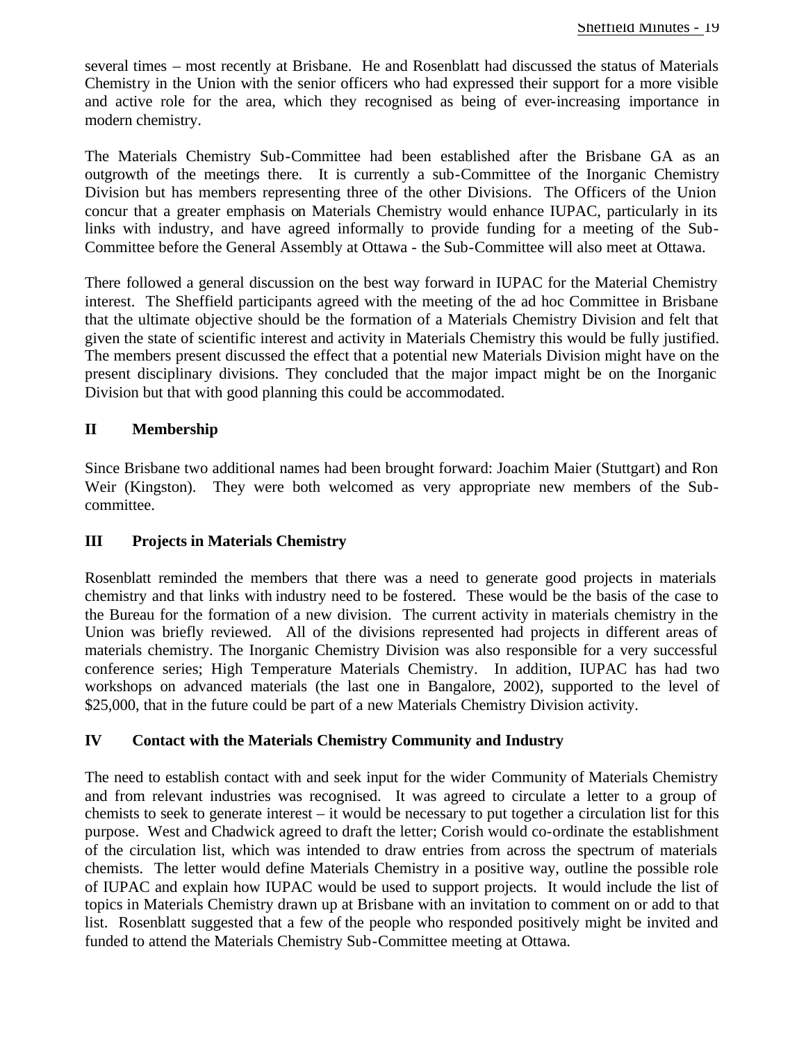several times – most recently at Brisbane. He and Rosenblatt had discussed the status of Materials Chemistry in the Union with the senior officers who had expressed their support for a more visible and active role for the area, which they recognised as being of ever-increasing importance in modern chemistry.

The Materials Chemistry Sub-Committee had been established after the Brisbane GA as an outgrowth of the meetings there. It is currently a sub-Committee of the Inorganic Chemistry Division but has members representing three of the other Divisions. The Officers of the Union concur that a greater emphasis on Materials Chemistry would enhance IUPAC, particularly in its links with industry, and have agreed informally to provide funding for a meeting of the Sub-Committee before the General Assembly at Ottawa - the Sub-Committee will also meet at Ottawa.

There followed a general discussion on the best way forward in IUPAC for the Material Chemistry interest. The Sheffield participants agreed with the meeting of the ad hoc Committee in Brisbane that the ultimate objective should be the formation of a Materials Chemistry Division and felt that given the state of scientific interest and activity in Materials Chemistry this would be fully justified. The members present discussed the effect that a potential new Materials Division might have on the present disciplinary divisions. They concluded that the major impact might be on the Inorganic Division but that with good planning this could be accommodated.

## II Membership

Since Brisbane two additional names had been brought forward: Joachim Maier (Stuttgart) and Ron Weir (Kingston). They were both welcomed as very appropriate new members of the Sub-committee.

## III Projects in Materials Chemistry

Rosenblatt reminded the members that there was a need to generate good projects in materials chemistry and that links with industry need to be fostered. These would be the basis of the case to the Bureau for the formation of a new division. The current activity in materials chemistry in the Union was briefly reviewed. All of the divisions represented had projects in different areas of materials chemistry. The Inorganic Chemistry Division was also responsible for a very successful conference series; High Temperature Materials Chemistry. In addition, IUPAC has had two workshops on advanced materials (the last one in Bangalore, 2002), supported to the level of $25,000, that in the future could be part of a new Materials Chemistry Division activity.

## IV Contact with the Materials Chemistry Community and Industry

The need to establish contact with and seek input for the wider Community of Materials Chemistry and from relevant industries was recognised. It was agreed to circulate a letter to a group of chemists to seek to generate interest – it would be necessary to put together a circulation list for this purpose. West and Chadwick agreed to draft the letter; Corish would co-ordinate the establishment of the circulation list, which was intended to draw entries from across the spectrum of materials chemists. The letter would define Materials Chemistry in a positive way, outline the possible role of IUPAC and explain how IUPAC would be used to support projects. It would include the list of topics in Materials Chemistry drawn up at Brisbane with an invitation to comment on or add to that list. Rosenblatt suggested that a few of the people who responded positively might be invited and funded to attend the Materials Chemistry Sub-Committee meeting at Ottawa.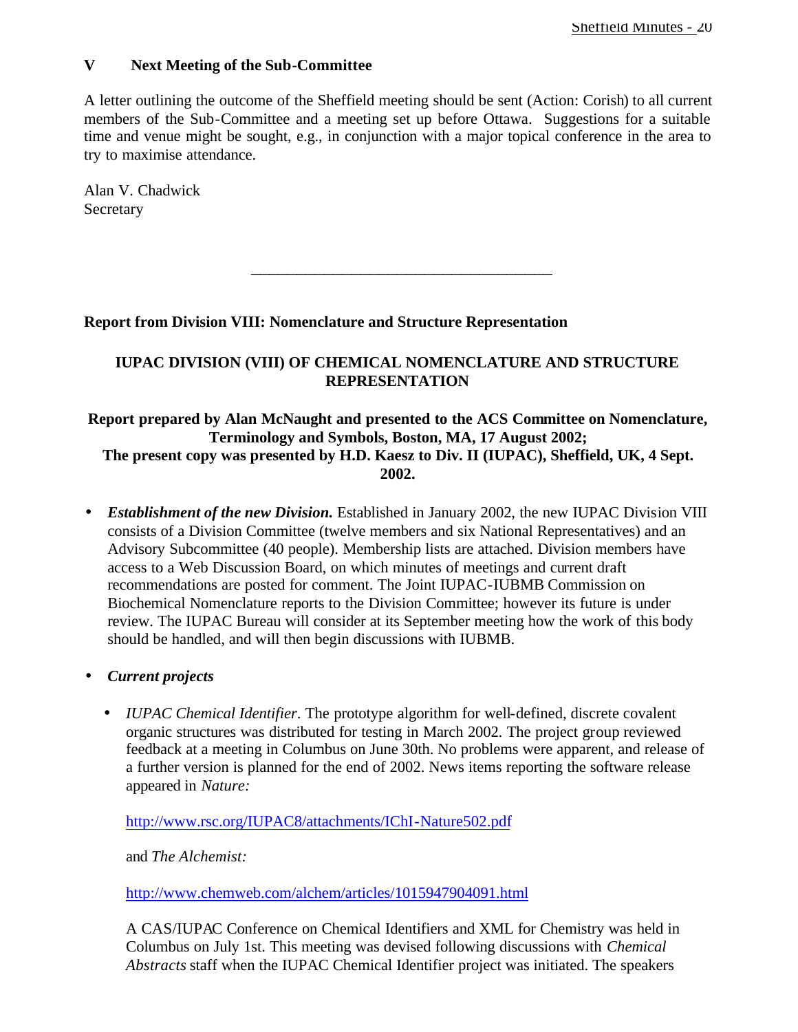## V Next Meeting of the Sub-Committee

A letter outlining the outcome of the Sheffield meeting should be sent (Action: Corish) to all current members of the Sub-Committee and a meeting set up before Ottawa. Suggestions for a suitable time and venue might be sought, e.g., in conjunction with a major topical conference in the area to try to maximise attendance.

Alan V. Chadwick
Secretary

---

**Report from Division VIII: Nomenclature and Structure Representation**

### IUPAC DIVISION (VIII) OF CHEMICAL NOMENCLATURE AND STRUCTURE REPRESENTATION

**Report prepared by Alan McNaught and presented to the ACS Committee on Nomenclature, Terminology and Symbols, Boston, MA, 17 August 2002;**
**The present copy was presented by H.D. Kaesz to Div. II (IUPAC), Sheffield, UK, 4 Sept. 2002.**

- ***Establishment of the new Division.*** Established in January 2002, the new IUPAC Division VIII consists of a Division Committee (twelve members and six National Representatives) and an Advisory Subcommittee (40 people). Membership lists are attached. Division members have access to a Web Discussion Board, on which minutes of meetings and current draft recommendations are posted for comment. The Joint IUPAC-IUBMB Commission on Biochemical Nomenclature reports to the Division Committee; however its future is under review. The IUPAC Bureau will consider at its September meeting how the work of this body should be handled, and will then begin discussions with IUBMB.

- ***Current projects***

  - *IUPAC Chemical Identifier*. The prototype algorithm for well-defined, discrete covalent organic structures was distributed for testing in March 2002. The project group reviewed feedback at a meeting in Columbus on June 30th. No problems were apparent, and release of a further version is planned for the end of 2002. News items reporting the software release appeared in *Nature:*

    http://www.rsc.org/IUPAC8/attachments/IChI-Nature502.pdf

    and *The Alchemist:*

    http://www.chemweb.com/alchem/articles/1015947904091.html

    A CAS/IUPAC Conference on Chemical Identifiers and XML for Chemistry was held in Columbus on July 1st. This meeting was devised following discussions with *Chemical Abstracts* staff when the IUPAC Chemical Identifier project was initiated. The speakers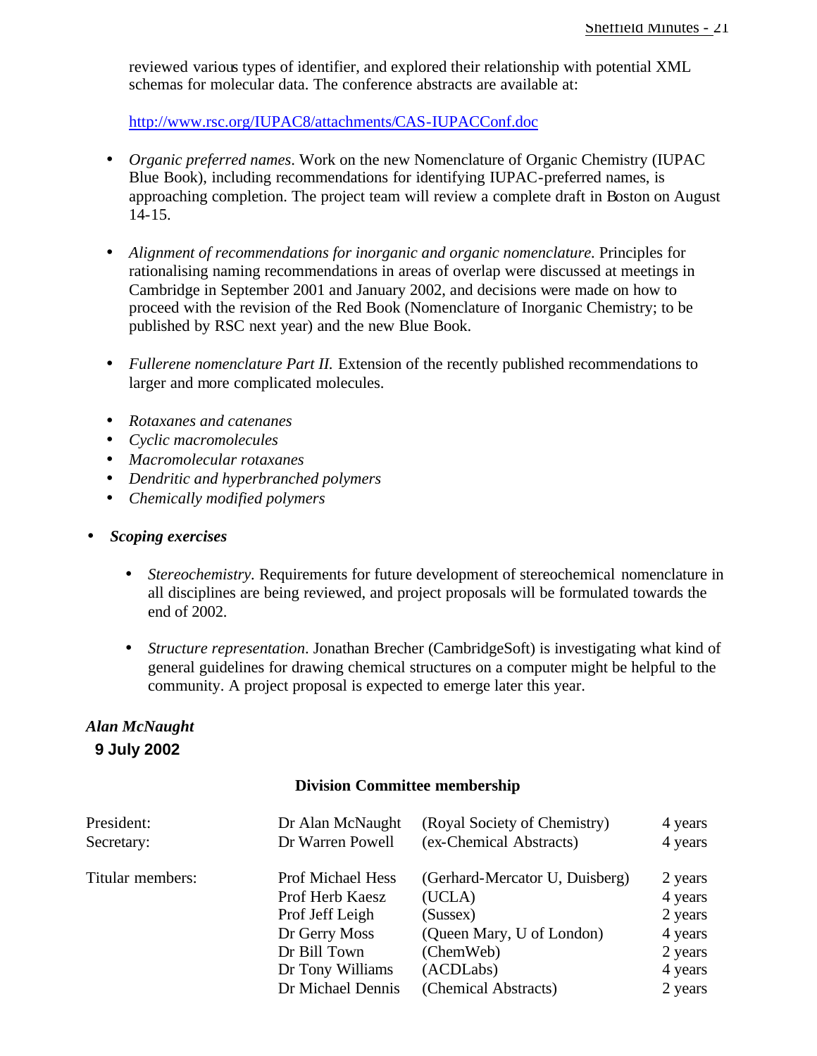reviewed various types of identifier, and explored their relationship with potential XML schemas for molecular data. The conference abstracts are available at:

http://www.rsc.org/IUPAC8/attachments/CAS-IUPACConf.doc

- *Organic preferred names*. Work on the new Nomenclature of Organic Chemistry (IUPAC Blue Book), including recommendations for identifying IUPAC-preferred names, is approaching completion. The project team will review a complete draft in Boston on August 14-15.

- *Alignment of recommendations for inorganic and organic nomenclature*. Principles for rationalising naming recommendations in areas of overlap were discussed at meetings in Cambridge in September 2001 and January 2002, and decisions were made on how to proceed with the revision of the Red Book (Nomenclature of Inorganic Chemistry; to be published by RSC next year) and the new Blue Book.

- *Fullerene nomenclature Part II.* Extension of the recently published recommendations to larger and more complicated molecules.

- *Rotaxanes and catenanes*
- *Cyclic macromolecules*
- *Macromolecular rotaxanes*
- *Dendritic and hyperbranched polymers*
- *Chemically modified polymers*

- ***Scoping exercises***

  - *Stereochemistry*. Requirements for future development of stereochemical nomenclature in all disciplines are being reviewed, and project proposals will be formulated towards the end of 2002.

  - *Structure representation*. Jonathan Brecher (CambridgeSoft) is investigating what kind of general guidelines for drawing chemical structures on a computer might be helpful to the community. A project proposal is expected to emerge later this year.

***Alan McNaught***
**9 July 2002**

**Division Committee membership**

| | | | |
|---|---|---|---|
| President: | Dr Alan McNaught | (Royal Society of Chemistry) | 4 years |
| Secretary: | Dr Warren Powell | (ex-Chemical Abstracts) | 4 years |
| Titular members: | Prof Michael Hess | (Gerhard-Mercator U, Duisberg) | 2 years |
| | Prof Herb Kaesz | (UCLA) | 4 years |
| | Prof Jeff Leigh | (Sussex) | 2 years |
| | Dr Gerry Moss | (Queen Mary, U of London) | 4 years |
| | Dr Bill Town | (ChemWeb) | 2 years |
| | Dr Tony Williams | (ACDLabs) | 4 years |
| | Dr Michael Dennis | (Chemical Abstracts) | 2 years |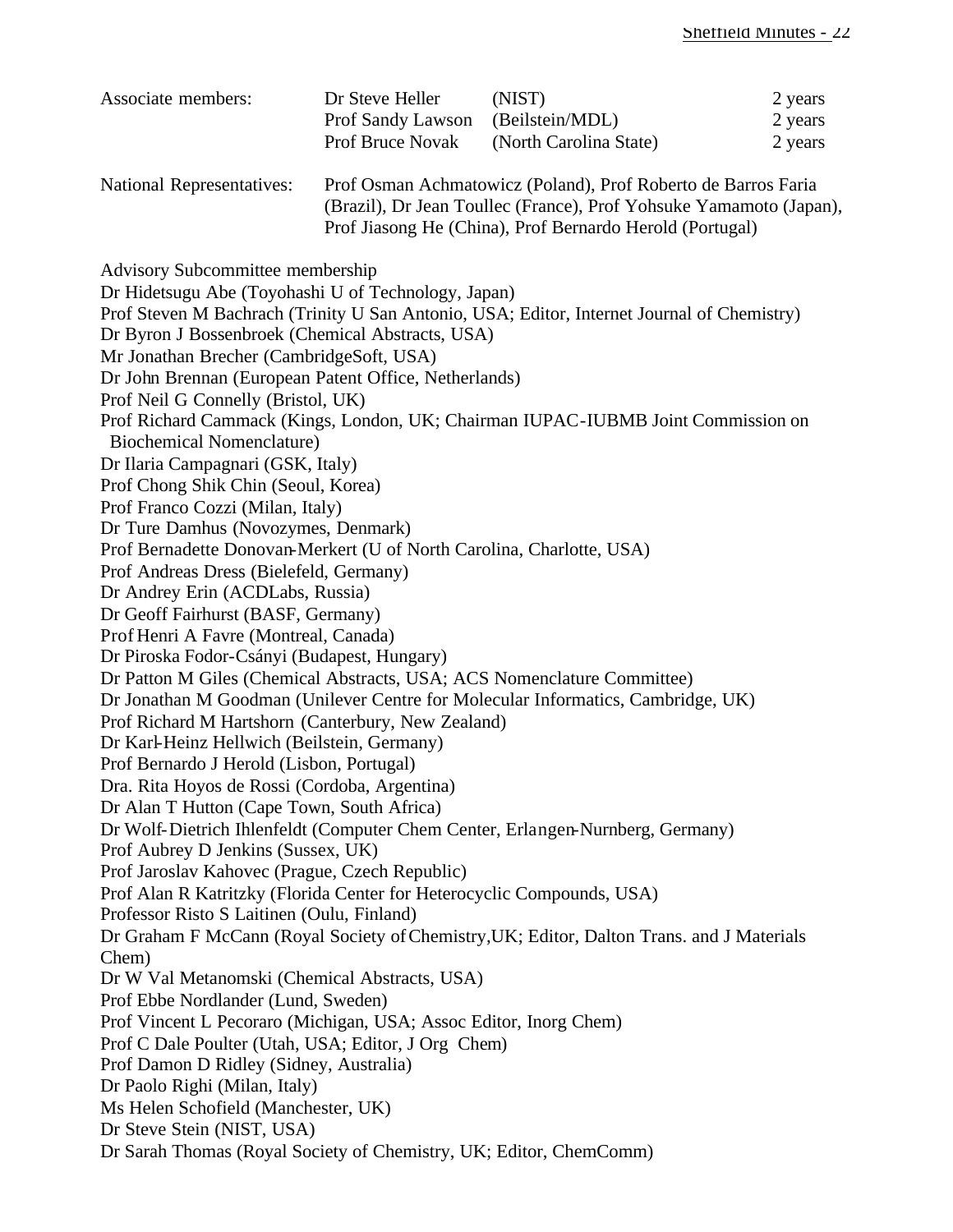| Associate members: | Dr Steve Heller | (NIST) | 2 years |
|---|---|---|---|
| | Prof Sandy Lawson | (Beilstein/MDL) | 2 years |
| | Prof Bruce Novak | (North Carolina State) | 2 years |

National Representatives: Prof Osman Achmatowicz (Poland), Prof Roberto de Barros Faria (Brazil), Dr Jean Toullec (France), Prof Yohsuke Yamamoto (Japan), Prof Jiasong He (China), Prof Bernardo Herold (Portugal)

Advisory Subcommittee membership

Dr Hidetsugu Abe (Toyohashi U of Technology, Japan)
Prof Steven M Bachrach (Trinity U San Antonio, USA; Editor, Internet Journal of Chemistry)
Dr Byron J Bossenbroek (Chemical Abstracts, USA)
Mr Jonathan Brecher (CambridgeSoft, USA)
Dr John Brennan (European Patent Office, Netherlands)
Prof Neil G Connelly (Bristol, UK)
Prof Richard Cammack (Kings, London, UK; Chairman IUPAC-IUBMB Joint Commission on Biochemical Nomenclature)
Dr Ilaria Campagnari (GSK, Italy)
Prof Chong Shik Chin (Seoul, Korea)
Prof Franco Cozzi (Milan, Italy)
Dr Ture Damhus (Novozymes, Denmark)
Prof Bernadette Donovan-Merkert (U of North Carolina, Charlotte, USA)
Prof Andreas Dress (Bielefeld, Germany)
Dr Andrey Erin (ACDLabs, Russia)
Dr Geoff Fairhurst (BASF, Germany)
Prof Henri A Favre (Montreal, Canada)
Dr Piroska Fodor-Csányi (Budapest, Hungary)
Dr Patton M Giles (Chemical Abstracts, USA; ACS Nomenclature Committee)
Dr Jonathan M Goodman (Unilever Centre for Molecular Informatics, Cambridge, UK)
Prof Richard M Hartshorn (Canterbury, New Zealand)
Dr Karl-Heinz Hellwich (Beilstein, Germany)
Prof Bernardo J Herold (Lisbon, Portugal)
Dra. Rita Hoyos de Rossi (Cordoba, Argentina)
Dr Alan T Hutton (Cape Town, South Africa)
Dr Wolf-Dietrich Ihlenfeldt (Computer Chem Center, Erlangen-Nurnberg, Germany)
Prof Aubrey D Jenkins (Sussex, UK)
Prof Jaroslav Kahovec (Prague, Czech Republic)
Prof Alan R Katritzky (Florida Center for Heterocyclic Compounds, USA)
Professor Risto S Laitinen (Oulu, Finland)
Dr Graham F McCann (Royal Society of Chemistry, UK; Editor, Dalton Trans. and J Materials Chem)
Dr W Val Metanomski (Chemical Abstracts, USA)
Prof Ebbe Nordlander (Lund, Sweden)
Prof Vincent L Pecoraro (Michigan, USA; Assoc Editor, Inorg Chem)
Prof C Dale Poulter (Utah, USA; Editor, J Org Chem)
Prof Damon D Ridley (Sidney, Australia)
Dr Paolo Righi (Milan, Italy)
Ms Helen Schofield (Manchester, UK)
Dr Steve Stein (NIST, USA)
Dr Sarah Thomas (Royal Society of Chemistry, UK; Editor, ChemComm)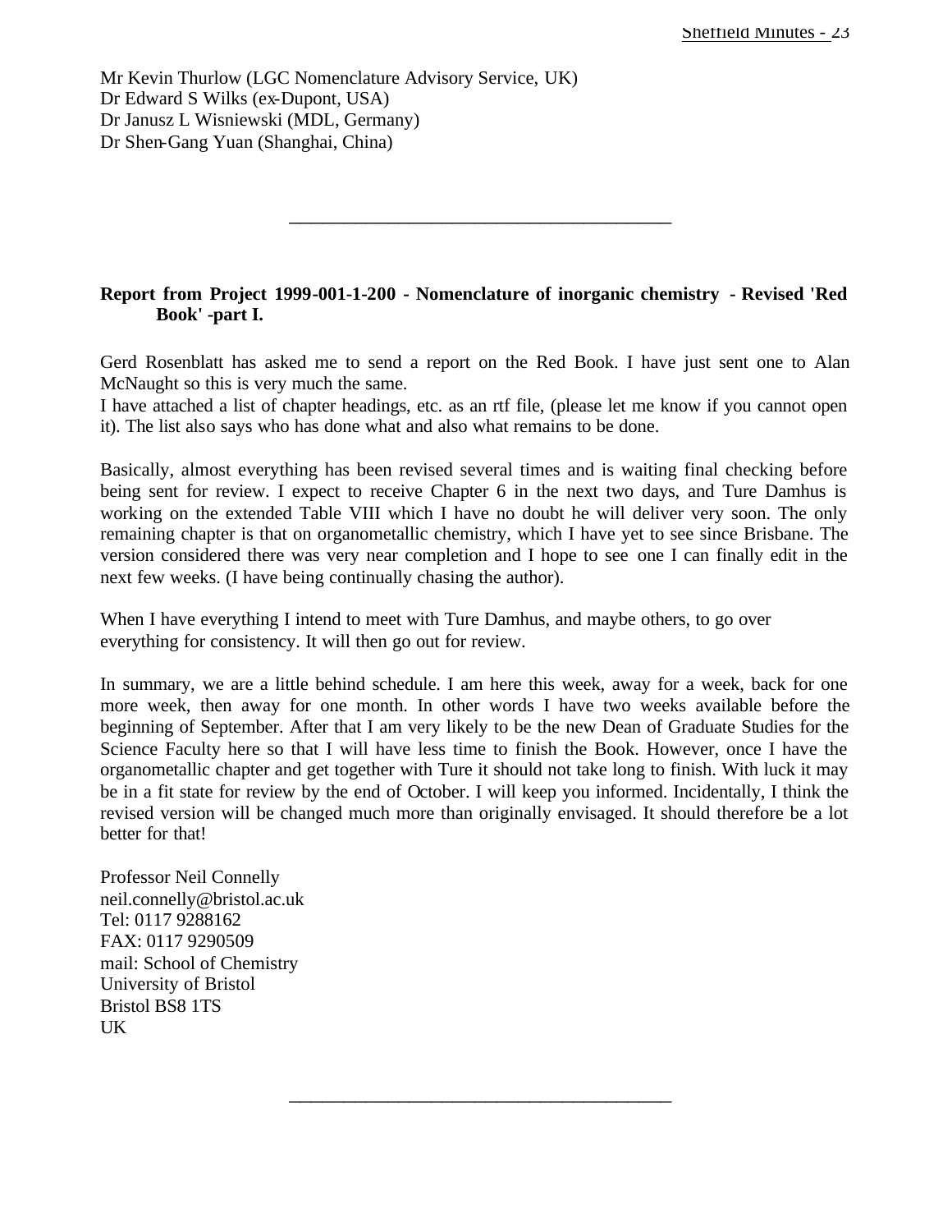Mr Kevin Thurlow (LGC Nomenclature Advisory Service, UK)
Dr Edward S Wilks (ex-Dupont, USA)
Dr Janusz L Wisniewski (MDL, Germany)
Dr Shen-Gang Yuan (Shanghai, China)

---

**Report from Project 1999-001-1-200 - Nomenclature of inorganic chemistry - Revised 'Red Book' -part I.**

Gerd Rosenblatt has asked me to send a report on the Red Book. I have just sent one to Alan McNaught so this is very much the same.
I have attached a list of chapter headings, etc. as an rtf file, (please let me know if you cannot open it). The list also says who has done what and also what remains to be done.

Basically, almost everything has been revised several times and is waiting final checking before being sent for review. I expect to receive Chapter 6 in the next two days, and Ture Damhus is working on the extended Table VIII which I have no doubt he will deliver very soon. The only remaining chapter is that on organometallic chemistry, which I have yet to see since Brisbane. The version considered there was very near completion and I hope to see one I can finally edit in the next few weeks. (I have being continually chasing the author).

When I have everything I intend to meet with Ture Damhus, and maybe others, to go over everything for consistency. It will then go out for review.

In summary, we are a little behind schedule. I am here this week, away for a week, back for one more week, then away for one month. In other words I have two weeks available before the beginning of September. After that I am very likely to be the new Dean of Graduate Studies for the Science Faculty here so that I will have less time to finish the Book. However, once I have the organometallic chapter and get together with Ture it should not take long to finish. With luck it may be in a fit state for review by the end of October. I will keep you informed. Incidentally, I think the revised version will be changed much more than originally envisaged. It should therefore be a lot better for that!

Professor Neil Connelly
neil.connelly@bristol.ac.uk
Tel: 0117 9288162
FAX: 0117 9290509
mail: School of Chemistry
University of Bristol
Bristol BS8 1TS
UK

---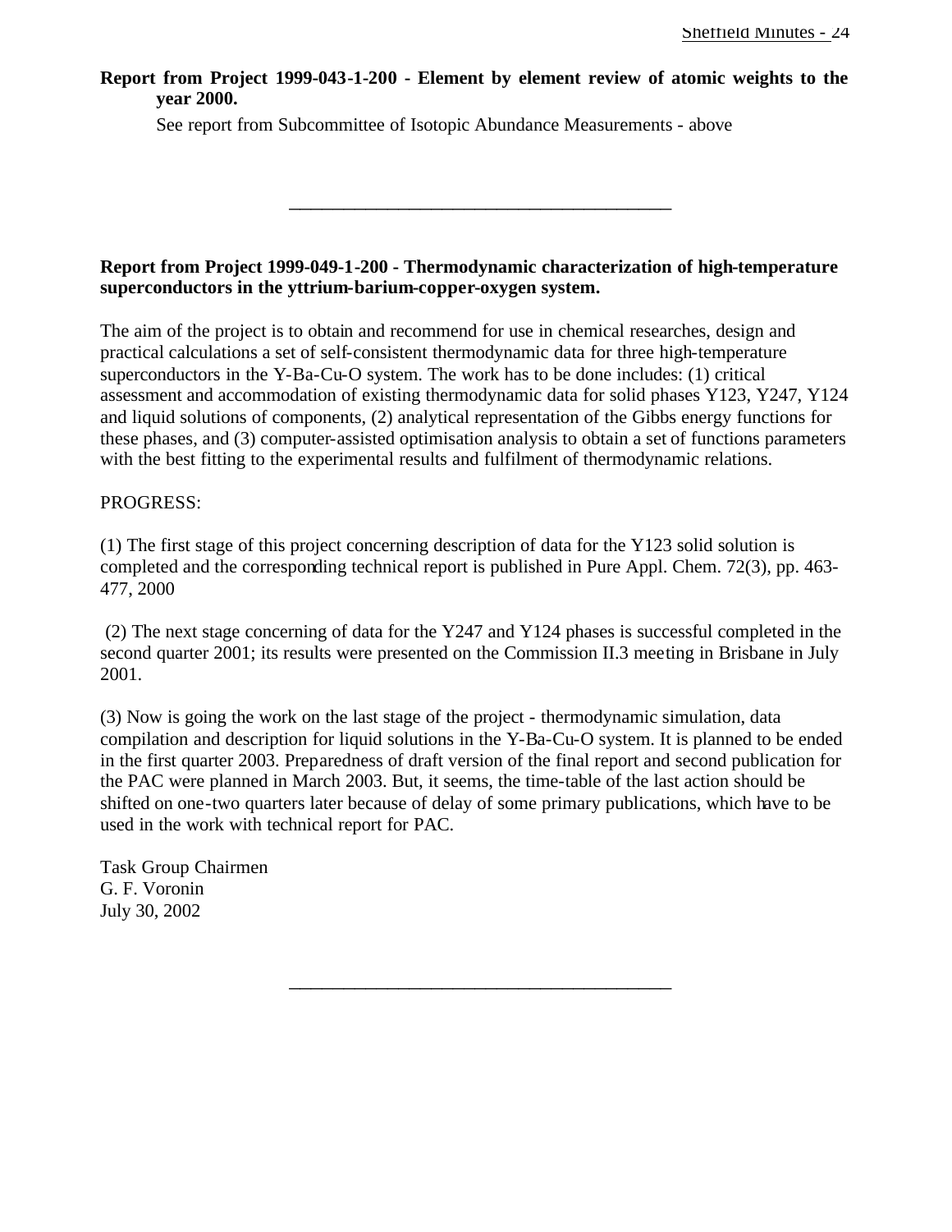**Report from Project 1999-043-1-200 - Element by element review of atomic weights to the year 2000.**

See report from Subcommittee of Isotopic Abundance Measurements - above

---

**Report from Project 1999-049-1-200 - Thermodynamic characterization of high-temperature superconductors in the yttrium-barium-copper-oxygen system.**

The aim of the project is to obtain and recommend for use in chemical researches, design and practical calculations a set of self-consistent thermodynamic data for three high-temperature superconductors in the Y-Ba-Cu-O system. The work has to be done includes: (1) critical assessment and accommodation of existing thermodynamic data for solid phases Y123, Y247, Y124 and liquid solutions of components, (2) analytical representation of the Gibbs energy functions for these phases, and (3) computer-assisted optimisation analysis to obtain a set of functions parameters with the best fitting to the experimental results and fulfilment of thermodynamic relations.

PROGRESS:

(1) The first stage of this project concerning description of data for the Y123 solid solution is completed and the corresponding technical report is published in Pure Appl. Chem. 72(3), pp. 463-477, 2000

(2) The next stage concerning of data for the Y247 and Y124 phases is successful completed in the second quarter 2001; its results were presented on the Commission II.3 meeting in Brisbane in July 2001.

(3) Now is going the work on the last stage of the project - thermodynamic simulation, data compilation and description for liquid solutions in the Y-Ba-Cu-O system. It is planned to be ended in the first quarter 2003. Preparedness of draft version of the final report and second publication for the PAC were planned in March 2003. But, it seems, the time-table of the last action should be shifted on one-two quarters later because of delay of some primary publications, which have to be used in the work with technical report for PAC.

Task Group Chairmen  
G. F. Voronin  
July 30, 2002

---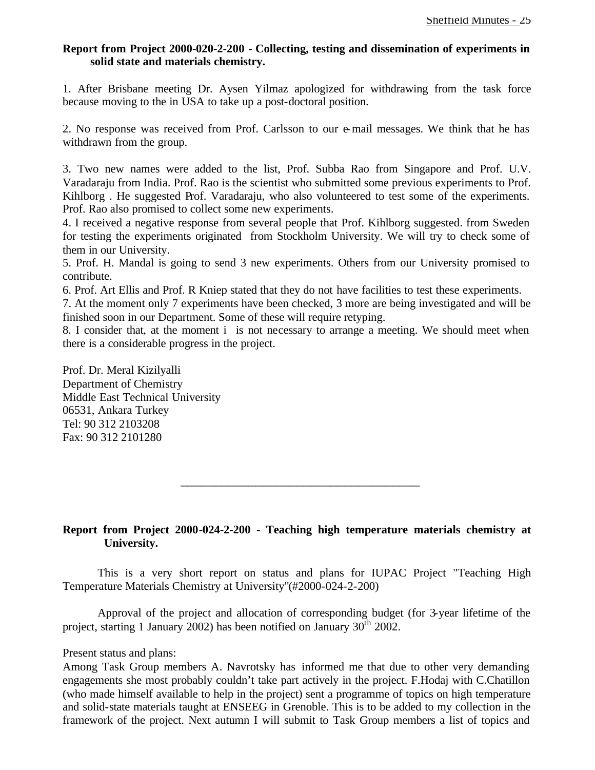**Report from Project 2000-020-2-200 - Collecting, testing and dissemination of experiments in solid state and materials chemistry.**

1. After Brisbane meeting Dr. Aysen Yilmaz apologized for withdrawing from the task force because moving to the in USA to take up a post-doctoral position.

2. No response was received from Prof. Carlsson to our e-mail messages. We think that he has withdrawn from the group.

3. Two new names were added to the list, Prof. Subba Rao from Singapore and Prof. U.V. Varadaraju from India. Prof. Rao is the scientist who submitted some previous experiments to Prof. Kihlborg . He suggested Prof. Varadaraju, who also volunteered to test some of the experiments. Prof. Rao also promised to collect some new experiments.
4. I received a negative response from several people that Prof. Kihlborg suggested. from Sweden for testing the experiments originated from Stockholm University. We will try to check some of them in our University.
5. Prof. H. Mandal is going to send 3 new experiments. Others from our University promised to contribute.
6. Prof. Art Ellis and Prof. R Kniep stated that they do not have facilities to test these experiments.
7. At the moment only 7 experiments have been checked, 3 more are being investigated and will be finished soon in our Department. Some of these will require retyping.
8. I consider that, at the moment i is not necessary to arrange a meeting. We should meet when there is a considerable progress in the project.

Prof. Dr. Meral Kizilyalli
Department of Chemistry
Middle East Technical University
06531, Ankara Turkey
Tel: 90 312 2103208
Fax: 90 312 2101280

---

**Report from Project 2000-024-2-200 - Teaching high temperature materials chemistry at University.**

This is a very short report on status and plans for IUPAC Project "Teaching High Temperature Materials Chemistry at University"(#2000-024-2-200)

Approval of the project and allocation of corresponding budget (for 3-year lifetime of the project, starting 1 January 2002) has been notified on January 30$^{th}$ 2002.

Present status and plans:
Among Task Group members A. Navrotsky has informed me that due to other very demanding engagements she most probably couldn't take part actively in the project. F.Hodaj with C.Chatillon (who made himself available to help in the project) sent a programme of topics on high temperature and solid-state materials taught at ENSEEG in Grenoble. This is to be added to my collection in the framework of the project. Next autumn I will submit to Task Group members a list of topics and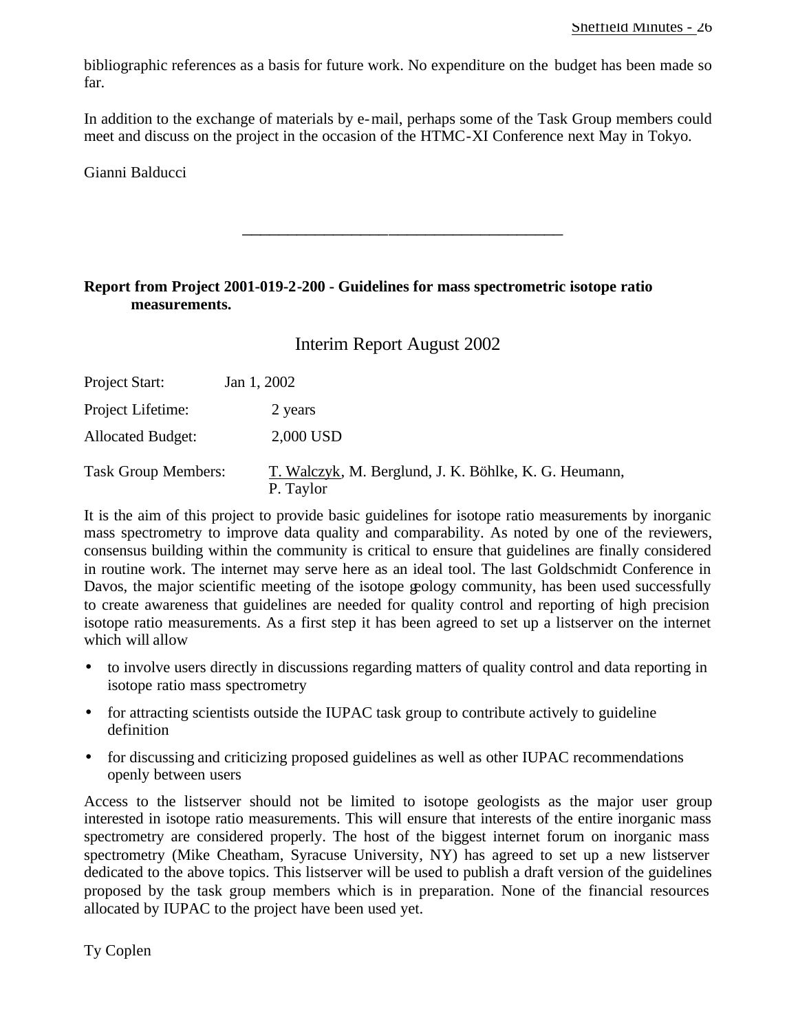bibliographic references as a basis for future work. No expenditure on the budget has been made so far.

In addition to the exchange of materials by e-mail, perhaps some of the Task Group members could meet and discuss on the project in the occasion of the HTMC-XI Conference next May in Tokyo.

Gianni Balducci

---

**Report from Project 2001-019-2-200 - Guidelines for mass spectrometric isotope ratio measurements.**

## Interim Report August 2002

Project Start: Jan 1, 2002

Project Lifetime: 2 years

Allocated Budget: 2,000 USD

Task Group Members: T. Walczyk, M. Berglund, J. K. Böhlke, K. G. Heumann, P. Taylor

It is the aim of this project to provide basic guidelines for isotope ratio measurements by inorganic mass spectrometry to improve data quality and comparability. As noted by one of the reviewers, consensus building within the community is critical to ensure that guidelines are finally considered in routine work. The internet may serve here as an ideal tool. The last Goldschmidt Conference in Davos, the major scientific meeting of the isotope geology community, has been used successfully to create awareness that guidelines are needed for quality control and reporting of high precision isotope ratio measurements. As a first step it has been agreed to set up a listserver on the internet which will allow

- to involve users directly in discussions regarding matters of quality control and data reporting in isotope ratio mass spectrometry
- for attracting scientists outside the IUPAC task group to contribute actively to guideline definition
- for discussing and criticizing proposed guidelines as well as other IUPAC recommendations openly between users

Access to the listserver should not be limited to isotope geologists as the major user group interested in isotope ratio measurements. This will ensure that interests of the entire inorganic mass spectrometry are considered properly. The host of the biggest internet forum on inorganic mass spectrometry (Mike Cheatham, Syracuse University, NY) has agreed to set up a new listserver dedicated to the above topics. This listserver will be used to publish a draft version of the guidelines proposed by the task group members which is in preparation. None of the financial resources allocated by IUPAC to the project have been used yet.

Ty Coplen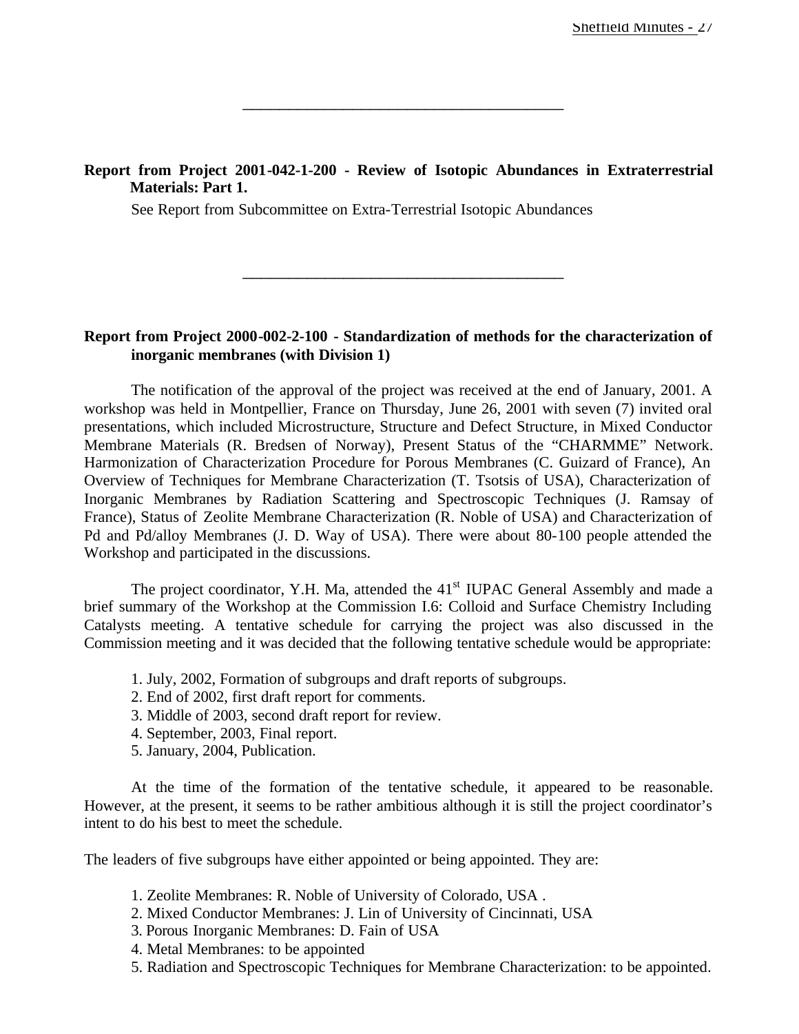---

**Report from Project 2001-042-1-200 - Review of Isotopic Abundances in Extraterrestrial Materials: Part 1.**

See Report from Subcommittee on Extra-Terrestrial Isotopic Abundances

---

**Report from Project 2000-002-2-100 - Standardization of methods for the characterization of inorganic membranes (with Division 1)**

The notification of the approval of the project was received at the end of January, 2001. A workshop was held in Montpellier, France on Thursday, June 26, 2001 with seven (7) invited oral presentations, which included Microstructure, Structure and Defect Structure, in Mixed Conductor Membrane Materials (R. Bredsen of Norway), Present Status of the "CHARMME" Network. Harmonization of Characterization Procedure for Porous Membranes (C. Guizard of France), An Overview of Techniques for Membrane Characterization (T. Tsotsis of USA), Characterization of Inorganic Membranes by Radiation Scattering and Spectroscopic Techniques (J. Ramsay of France), Status of Zeolite Membrane Characterization (R. Noble of USA) and Characterization of Pd and Pd/alloy Membranes (J. D. Way of USA). There were about 80-100 people attended the Workshop and participated in the discussions.

The project coordinator, Y.H. Ma, attended the 41st IUPAC General Assembly and made a brief summary of the Workshop at the Commission I.6: Colloid and Surface Chemistry Including Catalysts meeting. A tentative schedule for carrying the project was also discussed in the Commission meeting and it was decided that the following tentative schedule would be appropriate:

1. July, 2002, Formation of subgroups and draft reports of subgroups.
2. End of 2002, first draft report for comments.
3. Middle of 2003, second draft report for review.
4. September, 2003, Final report.
5. January, 2004, Publication.

At the time of the formation of the tentative schedule, it appeared to be reasonable. However, at the present, it seems to be rather ambitious although it is still the project coordinator's intent to do his best to meet the schedule.

The leaders of five subgroups have either appointed or being appointed. They are:

1. Zeolite Membranes: R. Noble of University of Colorado, USA .
2. Mixed Conductor Membranes: J. Lin of University of Cincinnati, USA
3. Porous Inorganic Membranes: D. Fain of USA
4. Metal Membranes: to be appointed
5. Radiation and Spectroscopic Techniques for Membrane Characterization: to be appointed.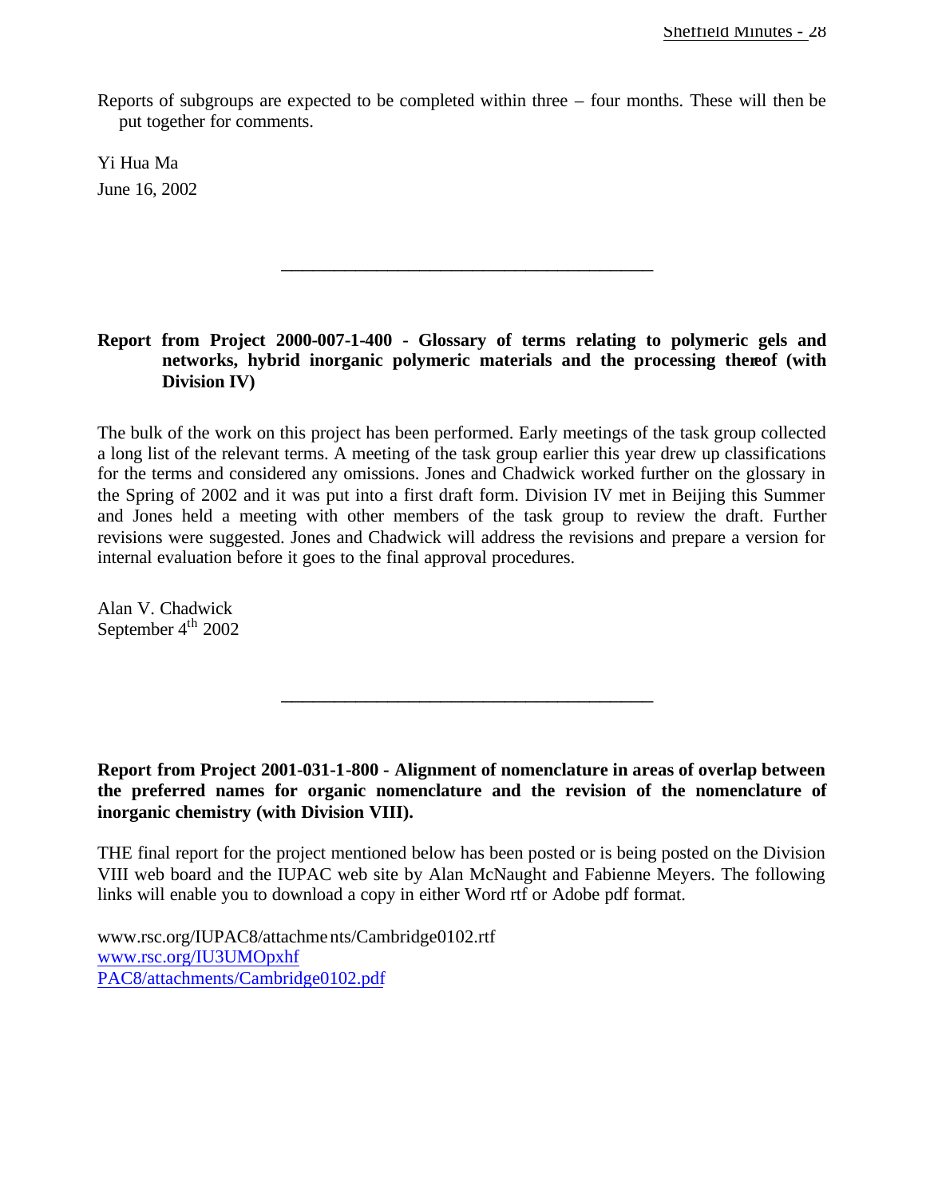Reports of subgroups are expected to be completed within three – four months. These will then be put together for comments.

Yi Hua Ma
June 16, 2002

---

**Report from Project 2000-007-1-400 - Glossary of terms relating to polymeric gels and networks, hybrid inorganic polymeric materials and the processing thereof (with Division IV)**

The bulk of the work on this project has been performed. Early meetings of the task group collected a long list of the relevant terms. A meeting of the task group earlier this year drew up classifications for the terms and considered any omissions. Jones and Chadwick worked further on the glossary in the Spring of 2002 and it was put into a first draft form. Division IV met in Beijing this Summer and Jones held a meeting with other members of the task group to review the draft. Further revisions were suggested. Jones and Chadwick will address the revisions and prepare a version for internal evaluation before it goes to the final approval procedures.

Alan V. Chadwick
September 4th 2002

---

**Report from Project 2001-031-1-800 - Alignment of nomenclature in areas of overlap between the preferred names for organic nomenclature and the revision of the nomenclature of inorganic chemistry (with Division VIII).**

THE final report for the project mentioned below has been posted or is being posted on the Division VIII web board and the IUPAC web site by Alan McNaught and Fabienne Meyers. The following links will enable you to download a copy in either Word rtf or Adobe pdf format.

www.rsc.org/IUPAC8/attachments/Cambridge0102.rtf
www.rsc.org/IU3UMOpxhf
PAC8/attachments/Cambridge0102.pdf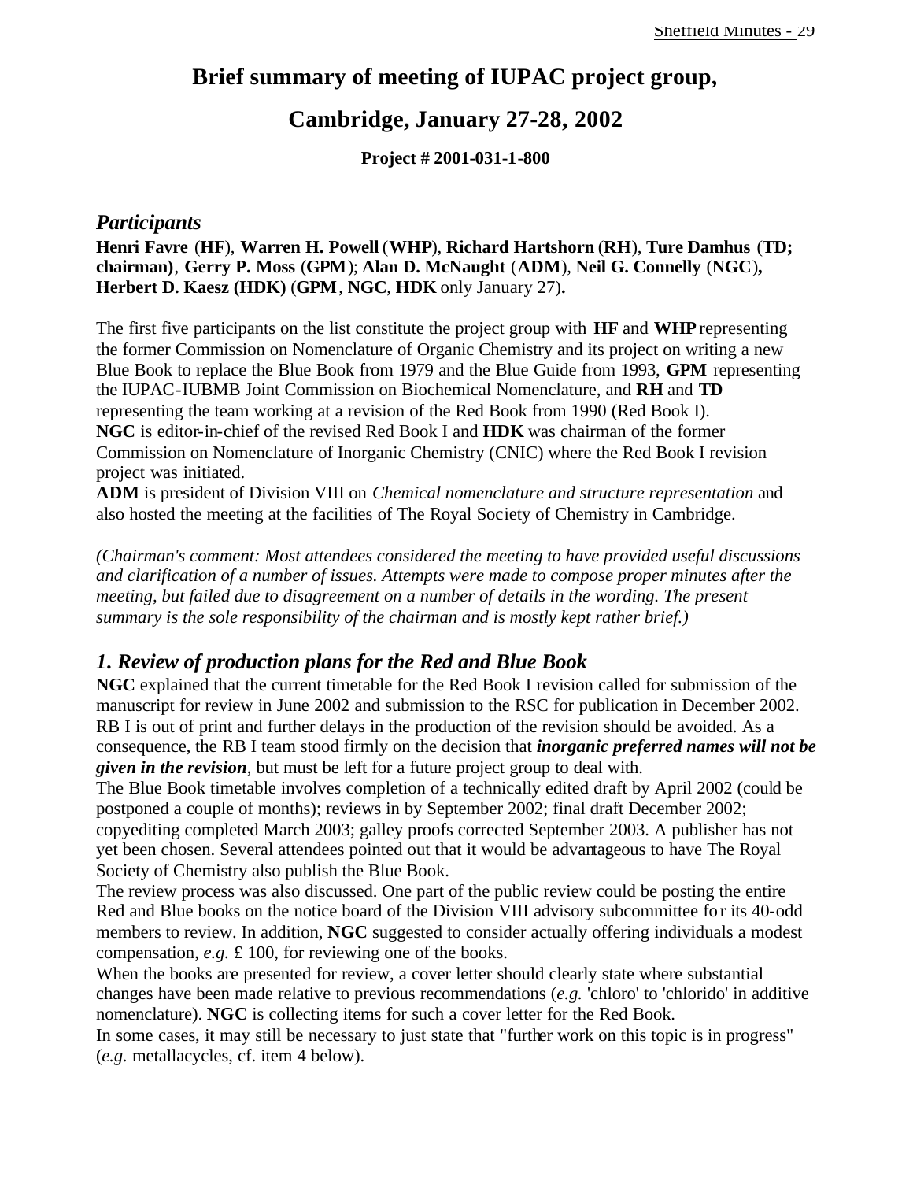# Brief summary of meeting of IUPAC project group,

# Cambridge, January 27-28, 2002

**Project # 2001-031-1-800**

## *Participants*

**Henri Favre** (**HF**), **Warren H. Powell** (**WHP**), **Richard Hartshorn** (**RH**), **Ture Damhus** (**TD; chairman)**, **Gerry P. Moss** (**GPM**); **Alan D. McNaught** (**ADM**), **Neil G. Connelly** (**NGC**), **Herbert D. Kaesz (HDK)** (**GPM**, **NGC**, **HDK** only January 27)**.**

The first five participants on the list constitute the project group with **HF** and **WHP** representing the former Commission on Nomenclature of Organic Chemistry and its project on writing a new Blue Book to replace the Blue Book from 1979 and the Blue Guide from 1993, **GPM** representing the IUPAC-IUBMB Joint Commission on Biochemical Nomenclature, and **RH** and **TD** representing the team working at a revision of the Red Book from 1990 (Red Book I).
**NGC** is editor-in-chief of the revised Red Book I and **HDK** was chairman of the former Commission on Nomenclature of Inorganic Chemistry (CNIC) where the Red Book I revision project was initiated.
**ADM** is president of Division VIII on *Chemical nomenclature and structure representation* and also hosted the meeting at the facilities of The Royal Society of Chemistry in Cambridge.

*(Chairman's comment: Most attendees considered the meeting to have provided useful discussions and clarification of a number of issues. Attempts were made to compose proper minutes after the meeting, but failed due to disagreement on a number of details in the wording. The present summary is the sole responsibility of the chairman and is mostly kept rather brief.)*

## *1. Review of production plans for the Red and Blue Book*

**NGC** explained that the current timetable for the Red Book I revision called for submission of the manuscript for review in June 2002 and submission to the RSC for publication in December 2002. RB I is out of print and further delays in the production of the revision should be avoided. As a consequence, the RB I team stood firmly on the decision that ***inorganic preferred names will not be given in the revision***, but must be left for a future project group to deal with.
The Blue Book timetable involves completion of a technically edited draft by April 2002 (could be postponed a couple of months); reviews in by September 2002; final draft December 2002; copyediting completed March 2003; galley proofs corrected September 2003. A publisher has not yet been chosen. Several attendees pointed out that it would be advantageous to have The Royal Society of Chemistry also publish the Blue Book.
The review process was also discussed. One part of the public review could be posting the entire Red and Blue books on the notice board of the Division VIII advisory subcommittee for its 40-odd members to review. In addition, **NGC** suggested to consider actually offering individuals a modest compensation, *e.g.* £ 100, for reviewing one of the books.
When the books are presented for review, a cover letter should clearly state where substantial changes have been made relative to previous recommendations (*e.g.* 'chloro' to 'chlorido' in additive nomenclature). **NGC** is collecting items for such a cover letter for the Red Book.
In some cases, it may still be necessary to just state that "further work on this topic is in progress" (*e.g.* metallacycles, cf. item 4 below).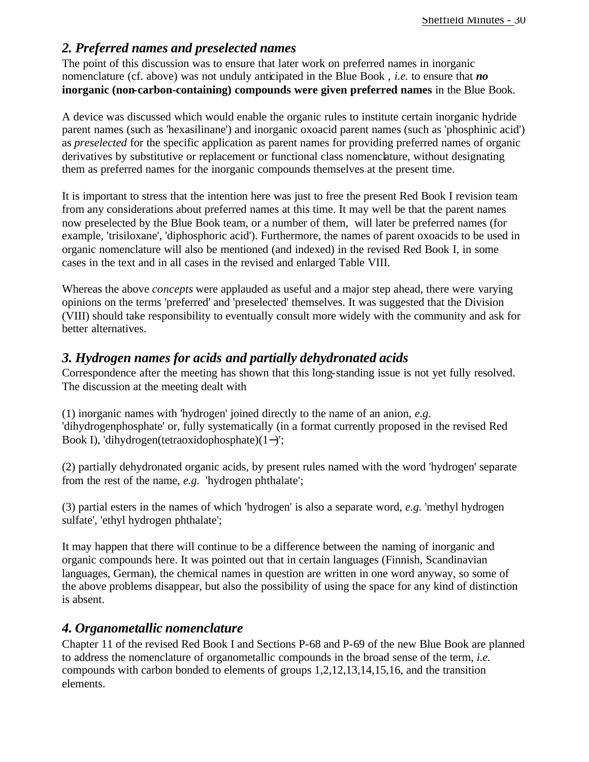## *2. Preferred names and preselected names*

The point of this discussion was to ensure that later work on preferred names in inorganic nomenclature (cf. above) was not unduly anticipated in the Blue Book , *i.e.* to ensure that ***no* inorganic (non-carbon-containing) compounds were given preferred names** in the Blue Book.

A device was discussed which would enable the organic rules to institute certain inorganic hydride parent names (such as 'hexasilinane') and inorganic oxoacid parent names (such as 'phosphinic acid') as *preselected* for the specific application as parent names for providing preferred names of organic derivatives by substitutive or replacement or functional class nomenclature, without designating them as preferred names for the inorganic compounds themselves at the present time.

It is important to stress that the intention here was just to free the present Red Book I revision team from any considerations about preferred names at this time. It may well be that the parent names now preselected by the Blue Book team, or a number of them, will later be preferred names (for example, 'trisiloxane', 'diphosphoric acid'). Furthermore, the names of parent oxoacids to be used in organic nomenclature will also be mentioned (and indexed) in the revised Red Book I, in some cases in the text and in all cases in the revised and enlarged Table VIII.

Whereas the above *concepts* were applauded as useful and a major step ahead, there were varying opinions on the terms 'preferred' and 'preselected' themselves. It was suggested that the Division (VIII) should take responsibility to eventually consult more widely with the community and ask for better alternatives.

## *3. Hydrogen names for acids and partially dehydronated acids*

Correspondence after the meeting has shown that this long-standing issue is not yet fully resolved. The discussion at the meeting dealt with

(1) inorganic names with 'hydrogen' joined directly to the name of an anion, *e.g.* 'dihydrogenphosphate' or, fully systematically (in a format currently proposed in the revised Red Book I), 'dihydrogen(tetraoxidophosphate)(1−)';

(2) partially dehydronated organic acids, by present rules named with the word 'hydrogen' separate from the rest of the name, *e.g.* 'hydrogen phthalate';

(3) partial esters in the names of which 'hydrogen' is also a separate word, *e.g.* 'methyl hydrogen sulfate', 'ethyl hydrogen phthalate';

It may happen that there will continue to be a difference between the naming of inorganic and organic compounds here. It was pointed out that in certain languages (Finnish, Scandinavian languages, German), the chemical names in question are written in one word anyway, so some of the above problems disappear, but also the possibility of using the space for any kind of distinction is absent.

## *4. Organometallic nomenclature*

Chapter 11 of the revised Red Book I and Sections P-68 and P-69 of the new Blue Book are planned to address the nomenclature of organometallic compounds in the broad sense of the term, *i.e.* compounds with carbon bonded to elements of groups 1,2,12,13,14,15,16, and the transition elements.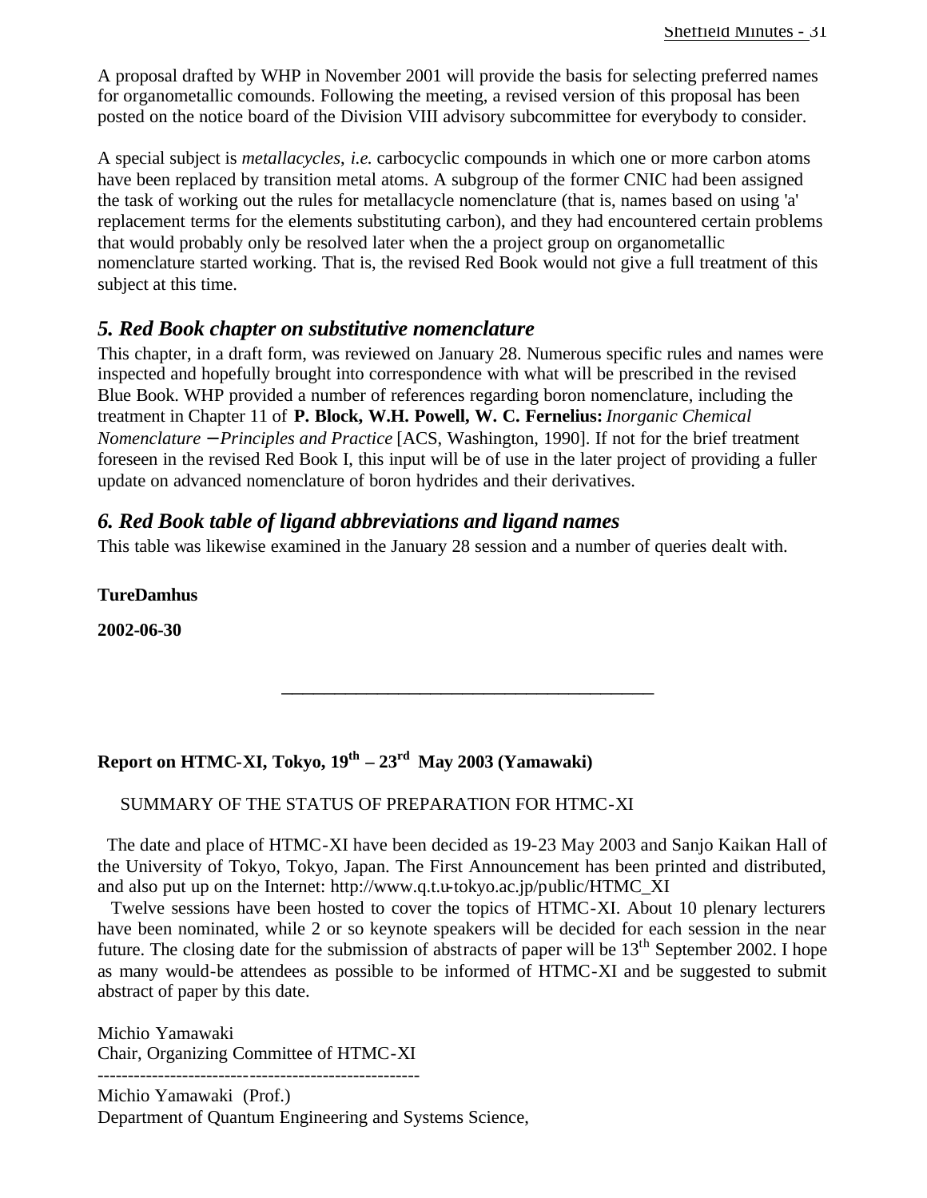A proposal drafted by WHP in November 2001 will provide the basis for selecting preferred names for organometallic comounds. Following the meeting, a revised version of this proposal has been posted on the notice board of the Division VIII advisory subcommittee for everybody to consider.

A special subject is *metallacycles*, *i.e.* carbocyclic compounds in which one or more carbon atoms have been replaced by transition metal atoms. A subgroup of the former CNIC had been assigned the task of working out the rules for metallacycle nomenclature (that is, names based on using 'a' replacement terms for the elements substituting carbon), and they had encountered certain problems that would probably only be resolved later when the a project group on organometallic nomenclature started working. That is, the revised Red Book would not give a full treatment of this subject at this time.

## *5. Red Book chapter on substitutive nomenclature*

This chapter, in a draft form, was reviewed on January 28. Numerous specific rules and names were inspected and hopefully brought into correspondence with what will be prescribed in the revised Blue Book. WHP provided a number of references regarding boron nomenclature, including the treatment in Chapter 11 of **P. Block, W.H. Powell, W. C. Fernelius:** *Inorganic Chemical Nomenclature – Principles and Practice* [ACS, Washington, 1990]. If not for the brief treatment foreseen in the revised Red Book I, this input will be of use in the later project of providing a fuller update on advanced nomenclature of boron hydrides and their derivatives.

## *6. Red Book table of ligand abbreviations and ligand names*

This table was likewise examined in the January 28 session and a number of queries dealt with.

**TureDamhus**

**2002-06-30**

---

**Report on HTMC-XI, Tokyo, 19th – 23rd May 2003 (Yamawaki)**

SUMMARY OF THE STATUS OF PREPARATION FOR HTMC-XI

The date and place of HTMC-XI have been decided as 19-23 May 2003 and Sanjo Kaikan Hall of the University of Tokyo, Tokyo, Japan. The First Announcement has been printed and distributed, and also put up on the Internet: http://www.q.t.u-tokyo.ac.jp/public/HTMC_XI

Twelve sessions have been hosted to cover the topics of HTMC-XI. About 10 plenary lecturers have been nominated, while 2 or so keynote speakers will be decided for each session in the near future. The closing date for the submission of abstracts of paper will be 13th September 2002. I hope as many would-be attendees as possible to be informed of HTMC-XI and be suggested to submit abstract of paper by this date.

Michio Yamawaki
Chair, Organizing Committee of HTMC-XI

------------------------------------------------------

Michio Yamawaki (Prof.)
Department of Quantum Engineering and Systems Science,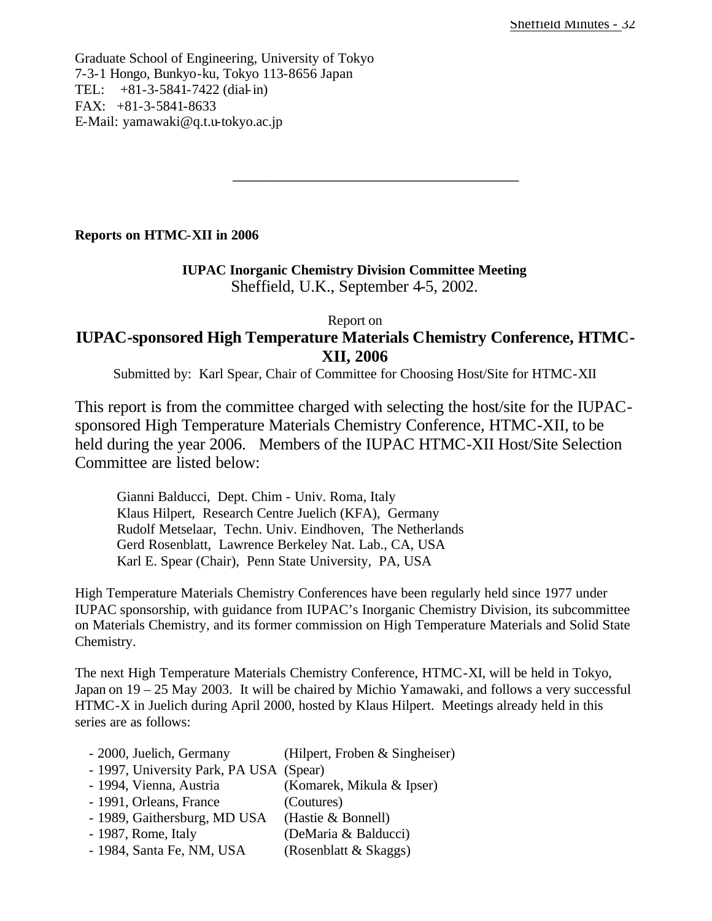Graduate School of Engineering, University of Tokyo
7-3-1 Hongo, Bunkyo-ku, Tokyo 113-8656 Japan
TEL: +81-3-5841-7422 (dial-in)
FAX: +81-3-5841-8633
E-Mail: yamawaki@q.t.u-tokyo.ac.jp

---

**Reports on HTMC-XII in 2006**

**IUPAC Inorganic Chemistry Division Committee Meeting**
Sheffield, U.K., September 4-5, 2002.

Report on

## IUPAC-sponsored High Temperature Materials Chemistry Conference, HTMC-XII, 2006

Submitted by: Karl Spear, Chair of Committee for Choosing Host/Site for HTMC-XII

This report is from the committee charged with selecting the host/site for the IUPAC-sponsored High Temperature Materials Chemistry Conference, HTMC-XII, to be held during the year 2006. Members of the IUPAC HTMC-XII Host/Site Selection Committee are listed below:

Gianni Balducci, Dept. Chim - Univ. Roma, Italy
Klaus Hilpert, Research Centre Juelich (KFA), Germany
Rudolf Metselaar, Techn. Univ. Eindhoven, The Netherlands
Gerd Rosenblatt, Lawrence Berkeley Nat. Lab., CA, USA
Karl E. Spear (Chair), Penn State University, PA, USA

High Temperature Materials Chemistry Conferences have been regularly held since 1977 under IUPAC sponsorship, with guidance from IUPAC's Inorganic Chemistry Division, its subcommittee on Materials Chemistry, and its former commission on High Temperature Materials and Solid State Chemistry.

The next High Temperature Materials Chemistry Conference, HTMC-XI, will be held in Tokyo, Japan on 19 – 25 May 2003. It will be chaired by Michio Yamawaki, and follows a very successful HTMC-X in Juelich during April 2000, hosted by Klaus Hilpert. Meetings already held in this series are as follows:

- 2000, Juelich, Germany (Hilpert, Froben & Singheiser)
- 1997, University Park, PA USA (Spear)
- 1994, Vienna, Austria (Komarek, Mikula & Ipser)
- 1991, Orleans, France (Coutures)
- 1989, Gaithersburg, MD USA (Hastie & Bonnell)
- 1987, Rome, Italy (DeMaria & Balducci)
- 1984, Santa Fe, NM, USA (Rosenblatt & Skaggs)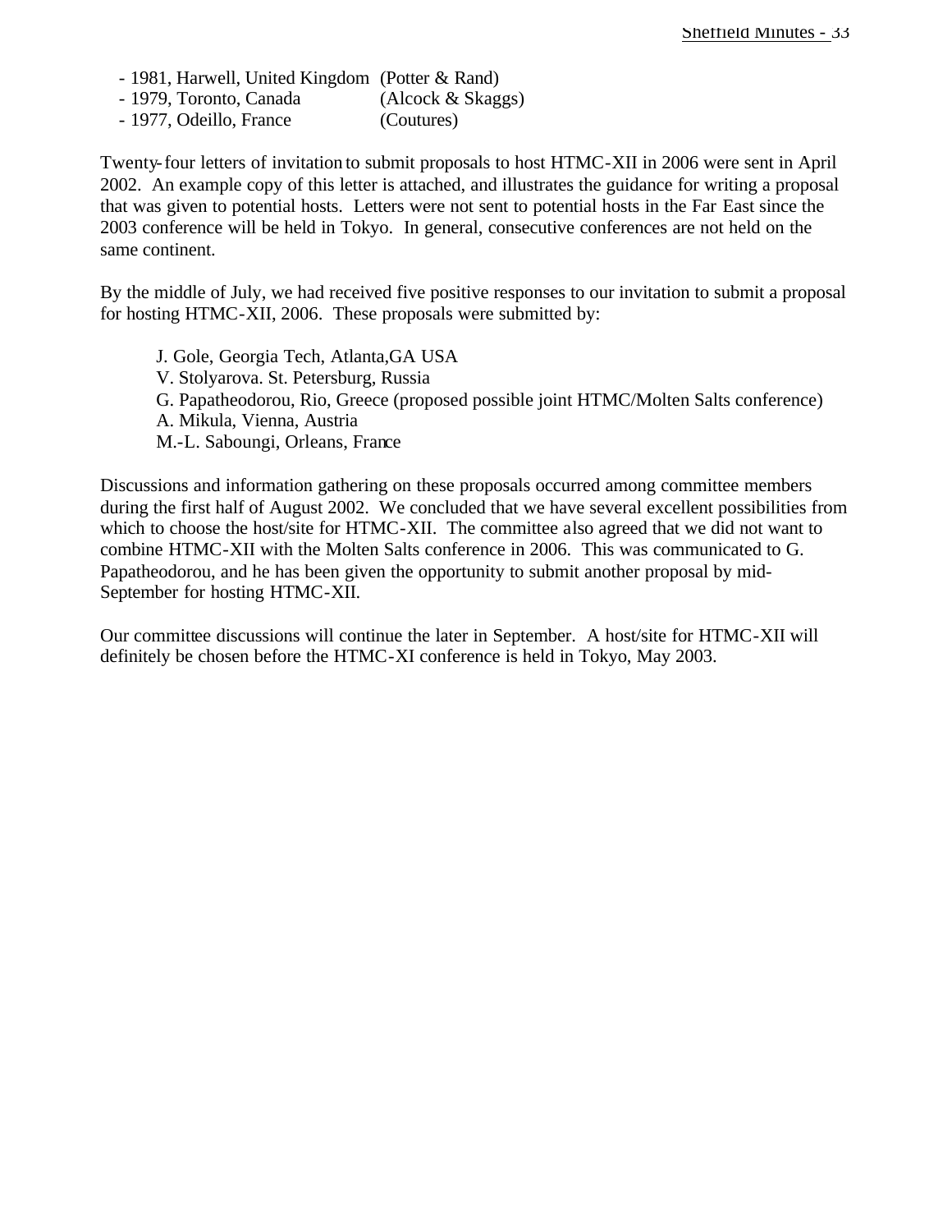- 1981, Harwell, United Kingdom (Potter & Rand)
- 1979, Toronto, Canada (Alcock & Skaggs)
- 1977, Odeillo, France (Coutures)

Twenty-four letters of invitation to submit proposals to host HTMC-XII in 2006 were sent in April 2002. An example copy of this letter is attached, and illustrates the guidance for writing a proposal that was given to potential hosts. Letters were not sent to potential hosts in the Far East since the 2003 conference will be held in Tokyo. In general, consecutive conferences are not held on the same continent.

By the middle of July, we had received five positive responses to our invitation to submit a proposal for hosting HTMC-XII, 2006. These proposals were submitted by:

J. Gole, Georgia Tech, Atlanta,GA USA
V. Stolyarova. St. Petersburg, Russia
G. Papatheodorou, Rio, Greece (proposed possible joint HTMC/Molten Salts conference)
A. Mikula, Vienna, Austria
M.-L. Saboungi, Orleans, France

Discussions and information gathering on these proposals occurred among committee members during the first half of August 2002. We concluded that we have several excellent possibilities from which to choose the host/site for HTMC-XII. The committee also agreed that we did not want to combine HTMC-XII with the Molten Salts conference in 2006. This was communicated to G. Papatheodorou, and he has been given the opportunity to submit another proposal by mid-September for hosting HTMC-XII.

Our committee discussions will continue the later in September. A host/site for HTMC-XII will definitely be chosen before the HTMC-XI conference is held in Tokyo, May 2003.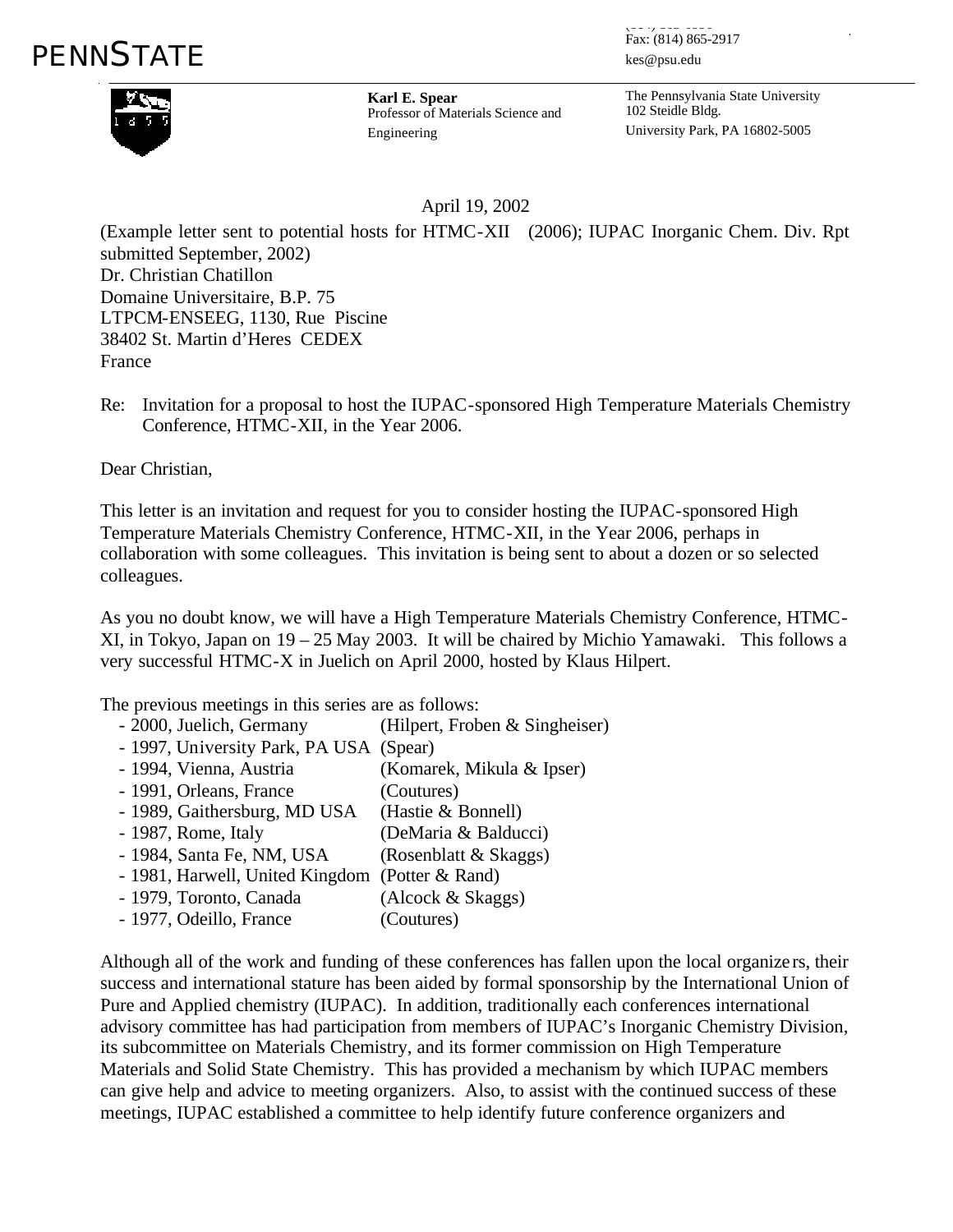PENNSTATE

Fax: (814) 865-2917
kes@psu.edu

**Karl E. Spear**
Professor of Materials Science and Engineering

The Pennsylvania State University
102 Steidle Bldg.
University Park, PA 16802-5005

April 19, 2002

(Example letter sent to potential hosts for HTMC-XII (2006); IUPAC Inorganic Chem. Div. Rpt submitted September, 2002)
Dr. Christian Chatillon
Domaine Universitaire, B.P. 75
LTPCM-ENSEEG, 1130, Rue Piscine
38402 St. Martin d'Heres CEDEX
France

Re: Invitation for a proposal to host the IUPAC-sponsored High Temperature Materials Chemistry Conference, HTMC-XII, in the Year 2006.

Dear Christian,

This letter is an invitation and request for you to consider hosting the IUPAC-sponsored High Temperature Materials Chemistry Conference, HTMC-XII, in the Year 2006, perhaps in collaboration with some colleagues. This invitation is being sent to about a dozen or so selected colleagues.

As you no doubt know, we will have a High Temperature Materials Chemistry Conference, HTMC-XI, in Tokyo, Japan on 19 – 25 May 2003. It will be chaired by Michio Yamawaki. This follows a very successful HTMC-X in Juelich on April 2000, hosted by Klaus Hilpert.

The previous meetings in this series are as follows:

- 2000, Juelich, Germany (Hilpert, Froben & Singheiser)
- 1997, University Park, PA USA (Spear)
- 1994, Vienna, Austria (Komarek, Mikula & Ipser)
- 1991, Orleans, France (Coutures)
- 1989, Gaithersburg, MD USA (Hastie & Bonnell)
- 1987, Rome, Italy (DeMaria & Balducci)
- 1984, Santa Fe, NM, USA (Rosenblatt & Skaggs)
- 1981, Harwell, United Kingdom (Potter & Rand)
- 1979, Toronto, Canada (Alcock & Skaggs)
- 1977, Odeillo, France (Coutures)

Although all of the work and funding of these conferences has fallen upon the local organizers, their success and international stature has been aided by formal sponsorship by the International Union of Pure and Applied chemistry (IUPAC). In addition, traditionally each conferences international advisory committee has had participation from members of IUPAC's Inorganic Chemistry Division, its subcommittee on Materials Chemistry, and its former commission on High Temperature Materials and Solid State Chemistry. This has provided a mechanism by which IUPAC members can give help and advice to meeting organizers. Also, to assist with the continued success of these meetings, IUPAC established a committee to help identify future conference organizers and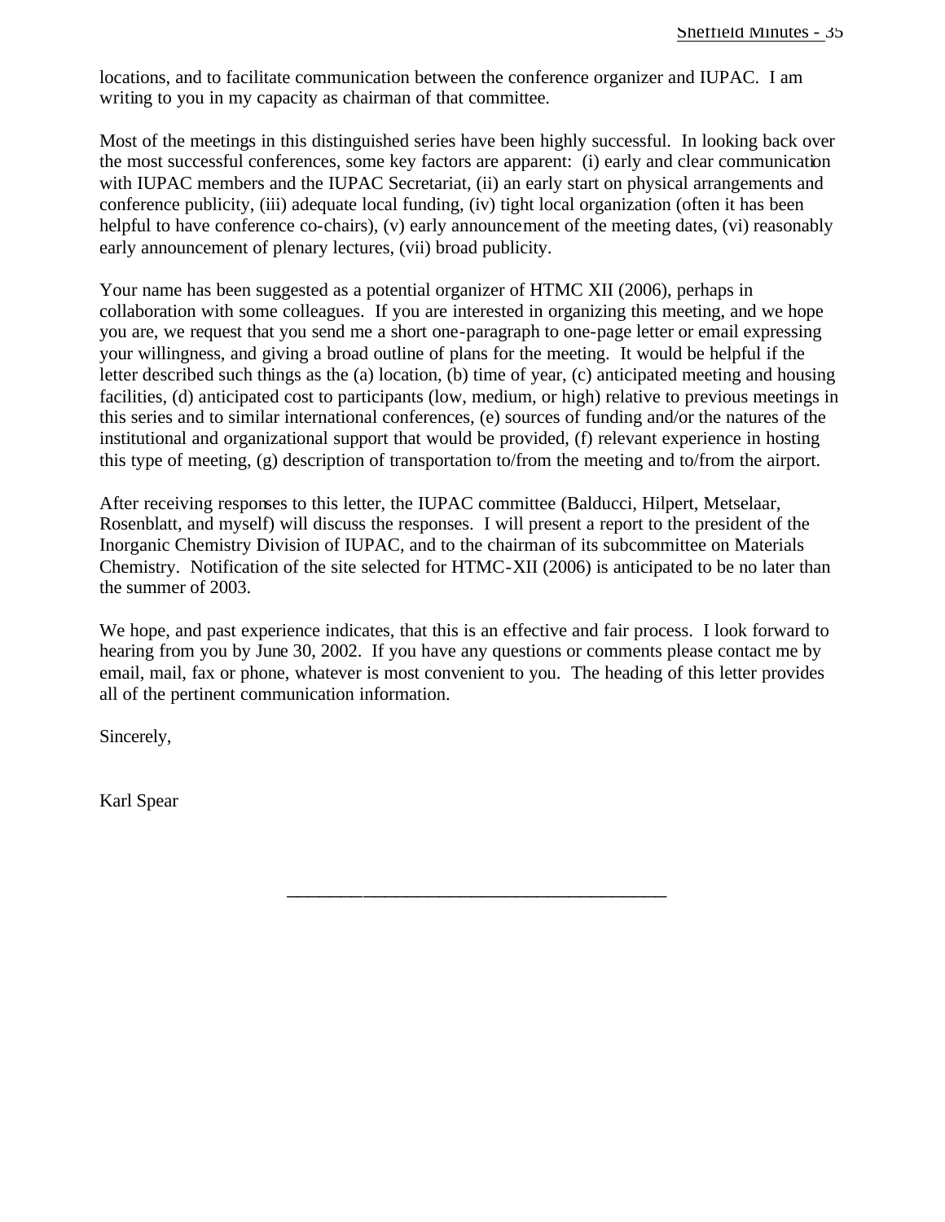locations, and to facilitate communication between the conference organizer and IUPAC. I am writing to you in my capacity as chairman of that committee.

Most of the meetings in this distinguished series have been highly successful. In looking back over the most successful conferences, some key factors are apparent: (i) early and clear communication with IUPAC members and the IUPAC Secretariat, (ii) an early start on physical arrangements and conference publicity, (iii) adequate local funding, (iv) tight local organization (often it has been helpful to have conference co-chairs), (v) early announcement of the meeting dates, (vi) reasonably early announcement of plenary lectures, (vii) broad publicity.

Your name has been suggested as a potential organizer of HTMC XII (2006), perhaps in collaboration with some colleagues. If you are interested in organizing this meeting, and we hope you are, we request that you send me a short one-paragraph to one-page letter or email expressing your willingness, and giving a broad outline of plans for the meeting. It would be helpful if the letter described such things as the (a) location, (b) time of year, (c) anticipated meeting and housing facilities, (d) anticipated cost to participants (low, medium, or high) relative to previous meetings in this series and to similar international conferences, (e) sources of funding and/or the natures of the institutional and organizational support that would be provided, (f) relevant experience in hosting this type of meeting, (g) description of transportation to/from the meeting and to/from the airport.

After receiving responses to this letter, the IUPAC committee (Balducci, Hilpert, Metselaar, Rosenblatt, and myself) will discuss the responses. I will present a report to the president of the Inorganic Chemistry Division of IUPAC, and to the chairman of its subcommittee on Materials Chemistry. Notification of the site selected for HTMC-XII (2006) is anticipated to be no later than the summer of 2003.

We hope, and past experience indicates, that this is an effective and fair process. I look forward to hearing from you by June 30, 2002. If you have any questions or comments please contact me by email, mail, fax or phone, whatever is most convenient to you. The heading of this letter provides all of the pertinent communication information.

Sincerely,

Karl Spear

---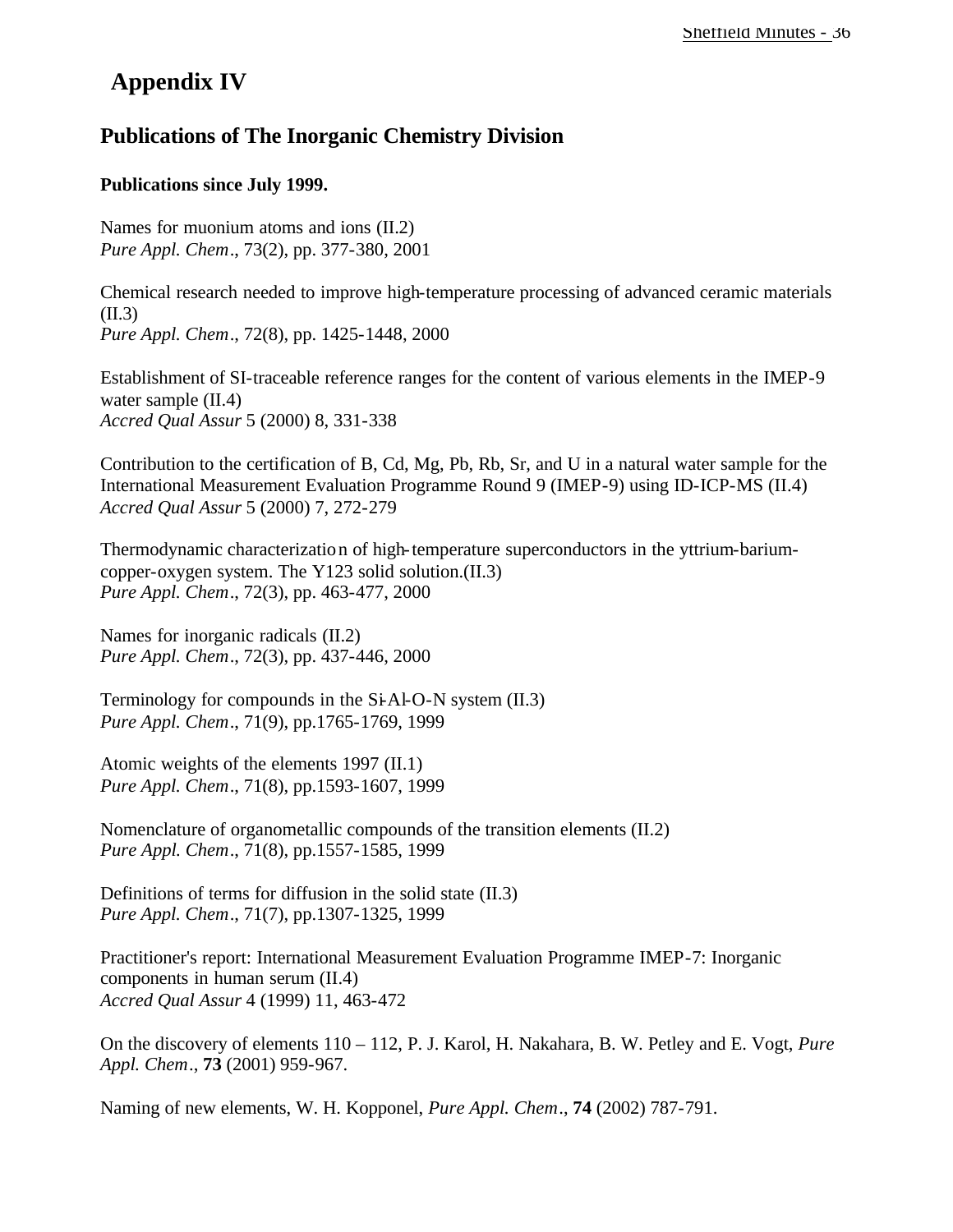# Appendix IV

## Publications of The Inorganic Chemistry Division

**Publications since July 1999.**

Names for muonium atoms and ions (II.2)
*Pure Appl. Chem*., 73(2), pp. 377-380, 2001

Chemical research needed to improve high-temperature processing of advanced ceramic materials (II.3)
*Pure Appl. Chem*., 72(8), pp. 1425-1448, 2000

Establishment of SI-traceable reference ranges for the content of various elements in the IMEP-9 water sample (II.4)
*Accred Qual Assur* 5 (2000) 8, 331-338

Contribution to the certification of B, Cd, Mg, Pb, Rb, Sr, and U in a natural water sample for the International Measurement Evaluation Programme Round 9 (IMEP-9) using ID-ICP-MS (II.4)
*Accred Qual Assur* 5 (2000) 7, 272-279

Thermodynamic characterization of high-temperature superconductors in the yttrium-barium-copper-oxygen system. The Y123 solid solution.(II.3)
*Pure Appl. Chem*., 72(3), pp. 463-477, 2000

Names for inorganic radicals (II.2)
*Pure Appl. Chem*., 72(3), pp. 437-446, 2000

Terminology for compounds in the Si-Al-O-N system (II.3)
*Pure Appl. Chem*., 71(9), pp.1765-1769, 1999

Atomic weights of the elements 1997 (II.1)
*Pure Appl. Chem*., 71(8), pp.1593-1607, 1999

Nomenclature of organometallic compounds of the transition elements (II.2)
*Pure Appl. Chem*., 71(8), pp.1557-1585, 1999

Definitions of terms for diffusion in the solid state (II.3)
*Pure Appl. Chem*., 71(7), pp.1307-1325, 1999

Practitioner's report: International Measurement Evaluation Programme IMEP-7: Inorganic components in human serum (II.4)
*Accred Qual Assur* 4 (1999) 11, 463-472

On the discovery of elements 110 – 112, P. J. Karol, H. Nakahara, B. W. Petley and E. Vogt, *Pure Appl. Chem*., **73** (2001) 959-967.

Naming of new elements, W. H. Kopponel, *Pure Appl. Chem*., **74** (2002) 787-791.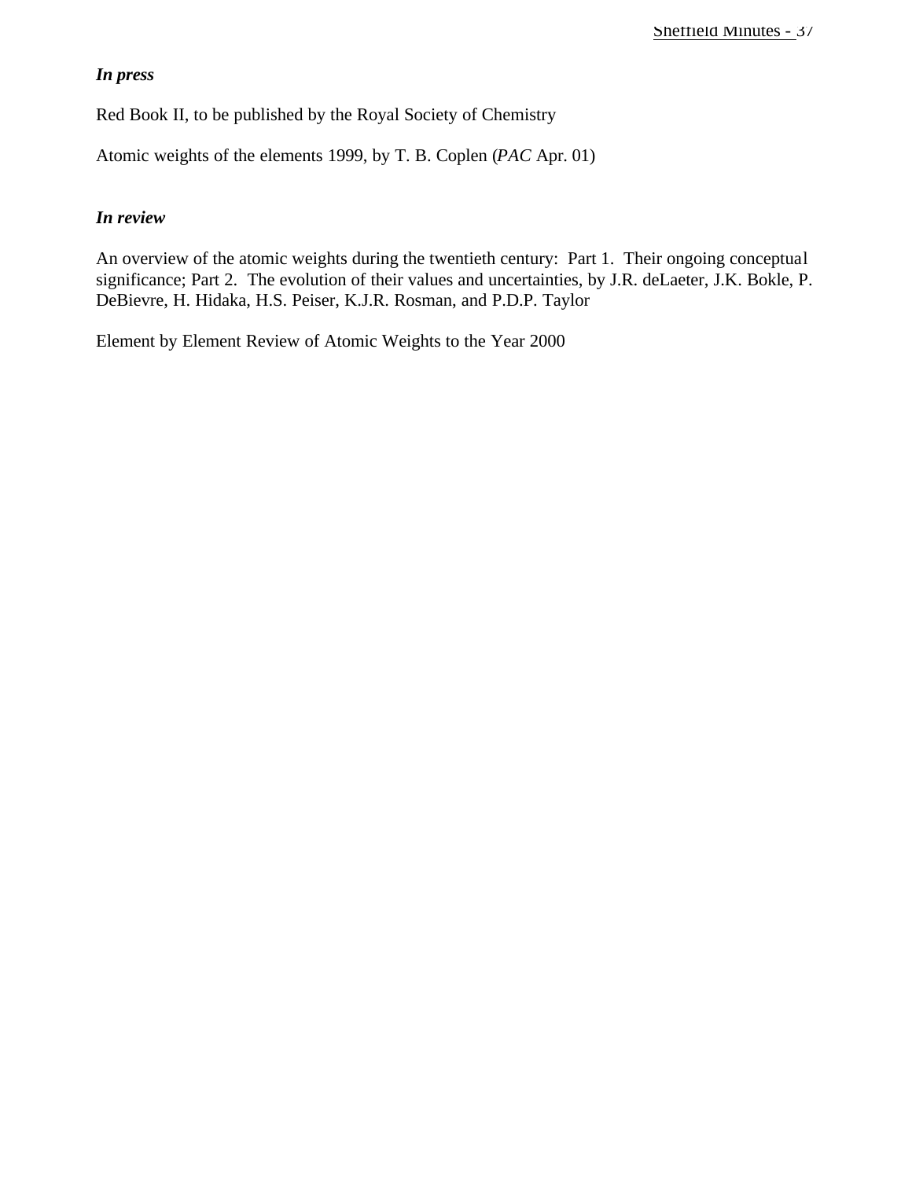***In press***

Red Book II, to be published by the Royal Society of Chemistry

Atomic weights of the elements 1999, by T. B. Coplen (*PAC* Apr. 01)

***In review***

An overview of the atomic weights during the twentieth century:  Part 1.  Their ongoing conceptual significance; Part 2.  The evolution of their values and uncertainties, by J.R. deLaeter, J.K. Bokle, P. DeBievre, H. Hidaka, H.S. Peiser, K.J.R. Rosman, and P.D.P. Taylor

Element by Element Review of Atomic Weights to the Year 2000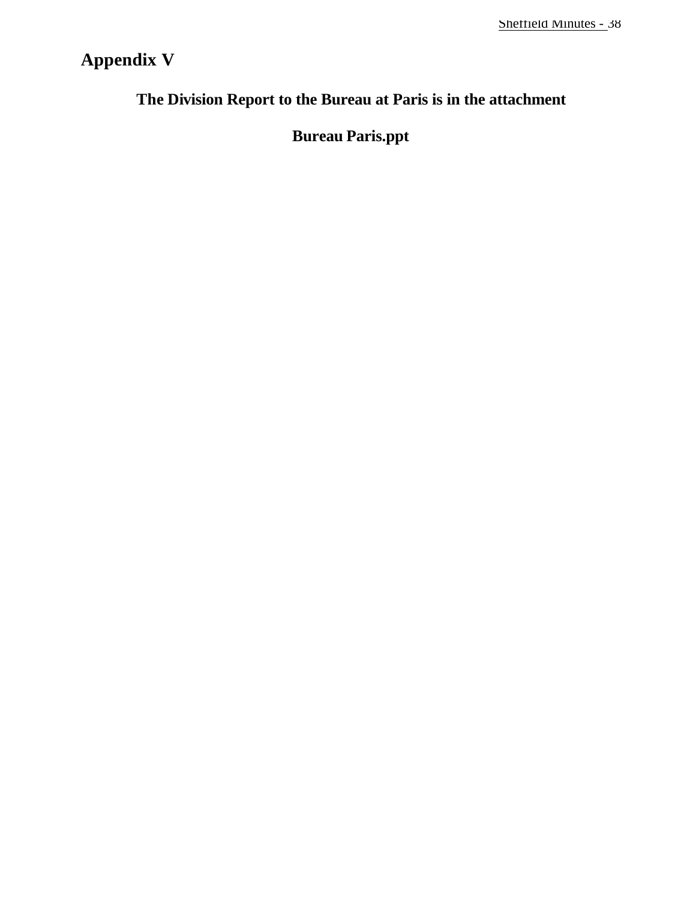# Appendix V

**The Division Report to the Bureau at Paris is in the attachment**

**Bureau Paris.ppt**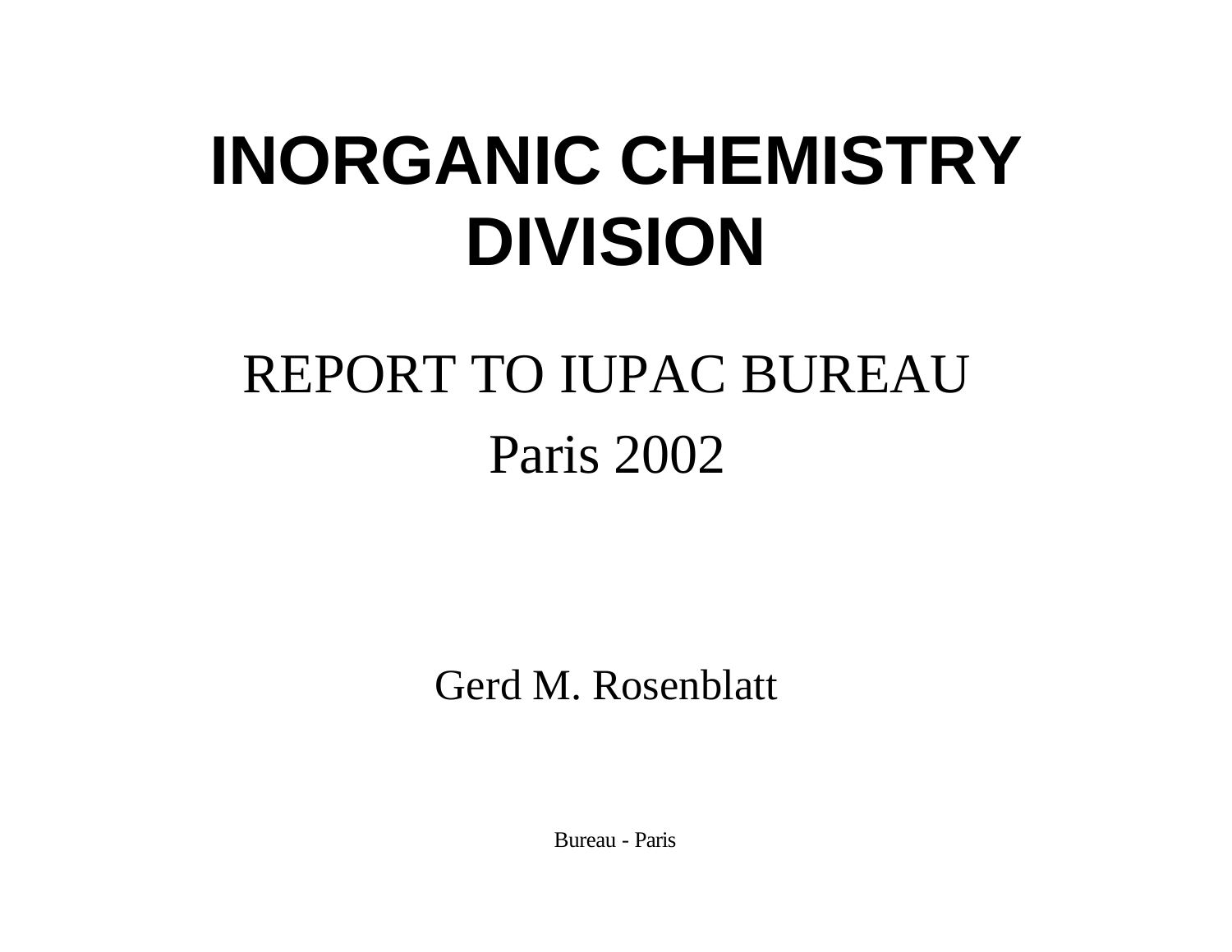# INORGANIC CHEMISTRY DIVISION

REPORT TO IUPAC BUREAU

Paris 2002

Gerd M. Rosenblatt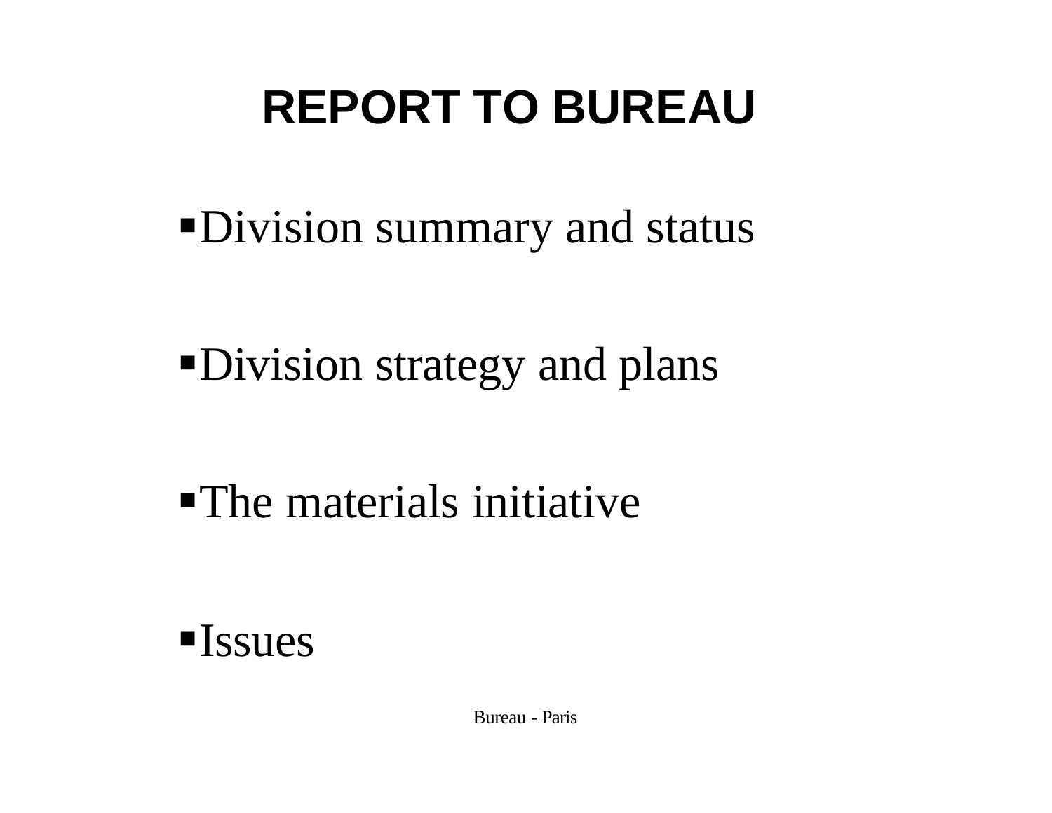# REPORT TO BUREAU

- Division summary and status
- Division strategy and plans
- The materials initiative
- Issues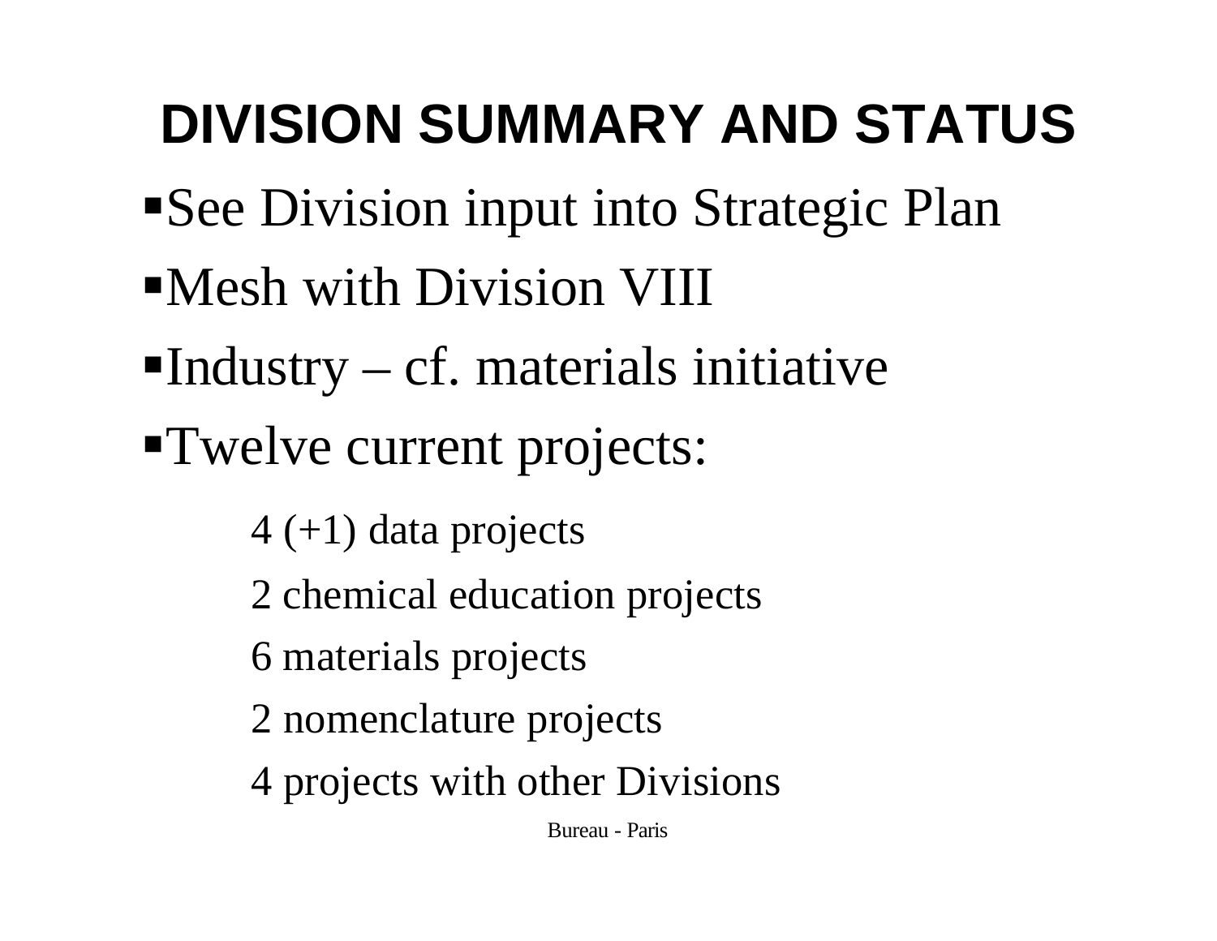# DIVISION SUMMARY AND STATUS

- See Division input into Strategic Plan
- Mesh with Division VIII
- Industry – cf. materials initiative
- Twelve current projects:

    4 (+1) data projects

    2 chemical education projects

    6 materials projects

    2 nomenclature projects

    4 projects with other Divisions

Bureau - Paris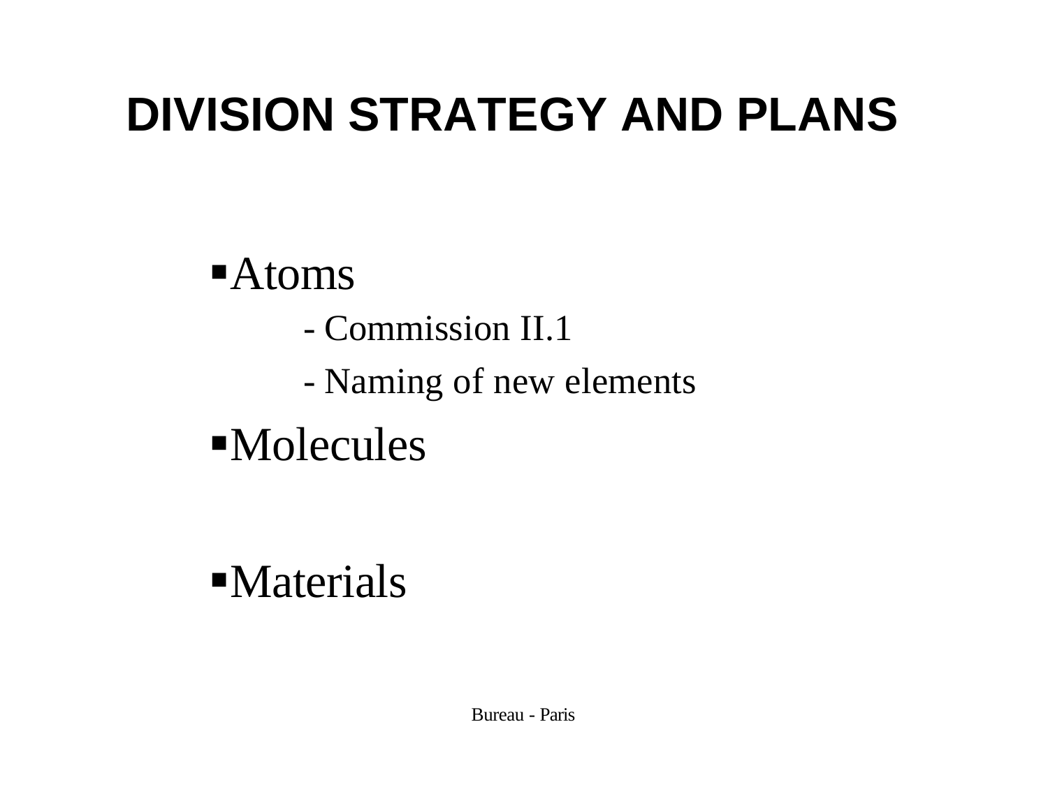# DIVISION STRATEGY AND PLANS

- Atoms
  - Commission II.1
  - Naming of new elements
- Molecules
- Materials

Bureau - Paris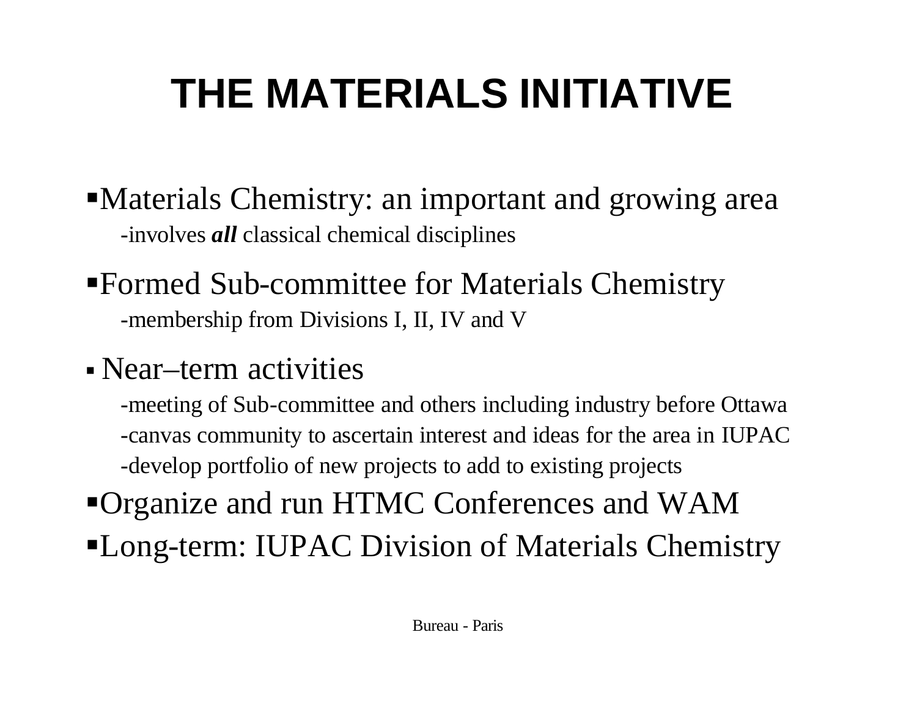# THE MATERIALS INITIATIVE

- Materials Chemistry: an important and growing area
  - -involves ***all*** classical chemical disciplines
- Formed Sub-committee for Materials Chemistry
  - -membership from Divisions I, II, IV and V
- Near–term activities
  - -meeting of Sub-committee and others including industry before Ottawa
  - -canvas community to ascertain interest and ideas for the area in IUPAC
  - -develop portfolio of new projects to add to existing projects
- Organize and run HTMC Conferences and WAM
- Long-term: IUPAC Division of Materials Chemistry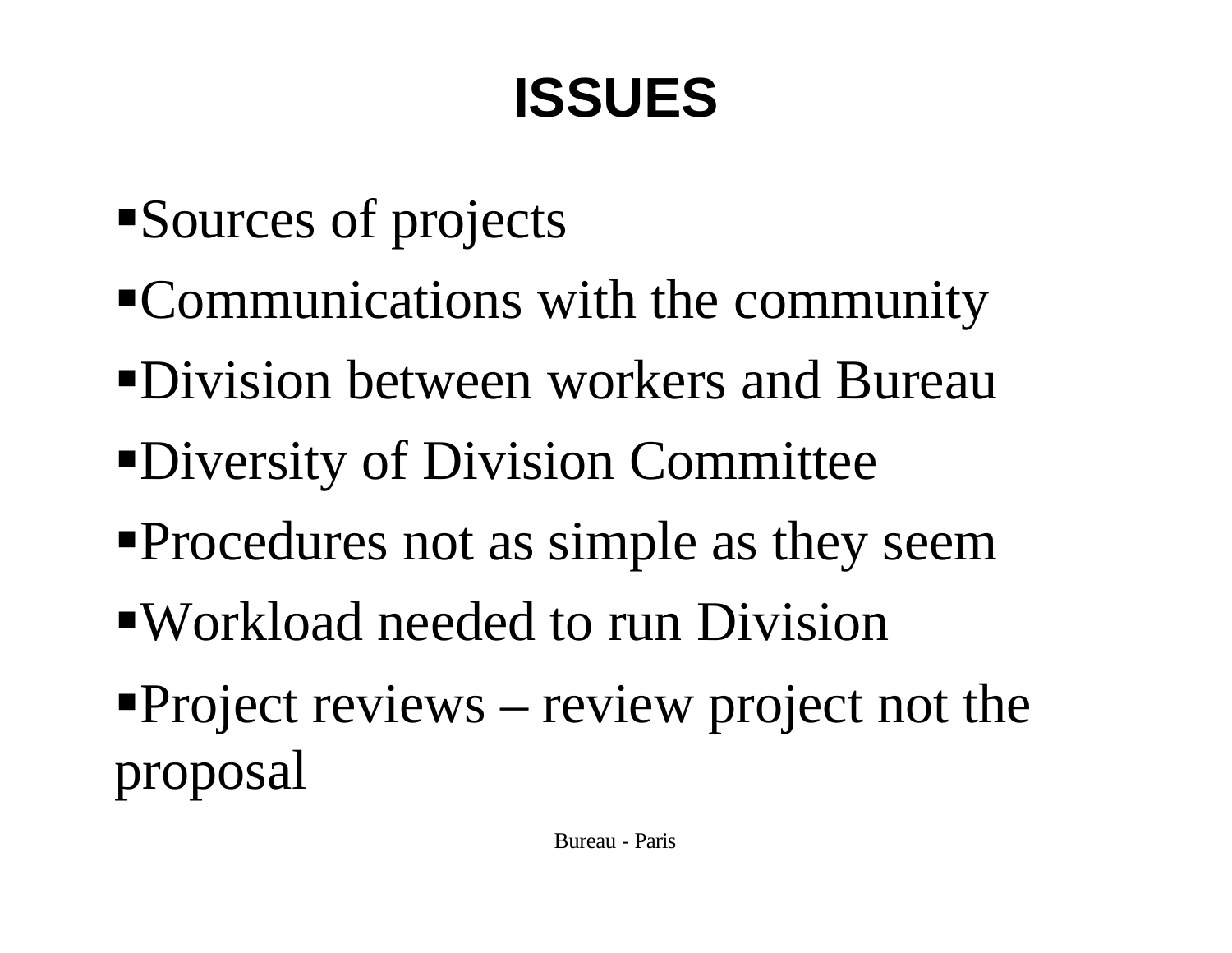# ISSUES

- Sources of projects
- Communications with the community
- Division between workers and Bureau
- Diversity of Division Committee
- Procedures not as simple as they seem
- Workload needed to run Division
- Project reviews – review project not the proposal

Bureau - Paris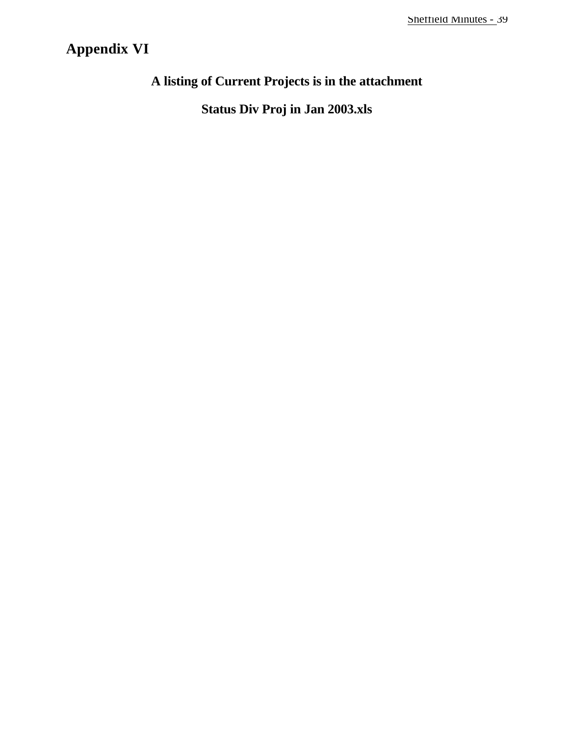# Appendix VI

**A listing of Current Projects is in the attachment**

**Status Div Proj in Jan 2003.xls**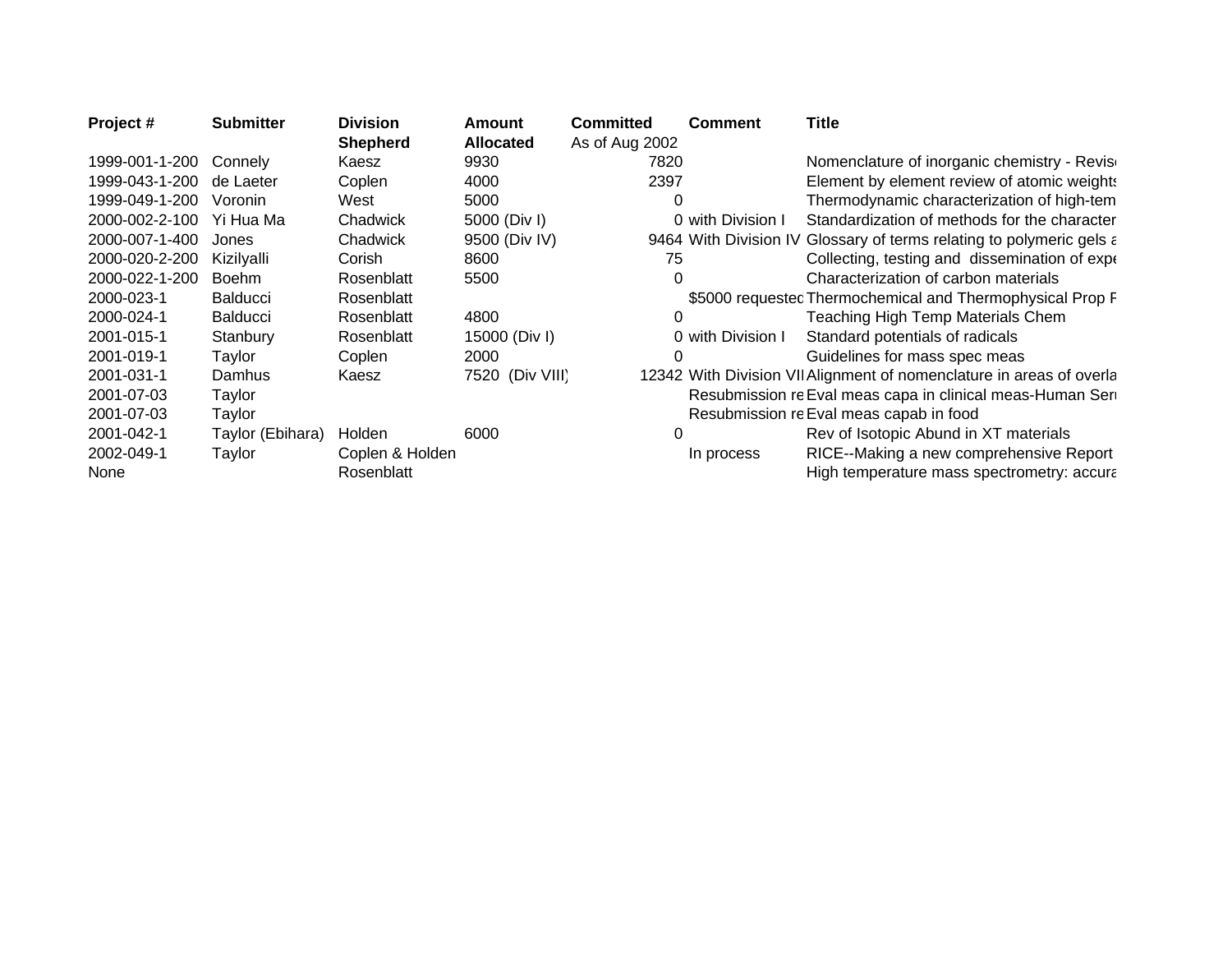| Project # | Submitter | Division Shepherd | Amount Allocated | Committed As of Aug 2002 | Comment | Title |
|---|---|---|---|---|---|---|
| 1999-001-1-200 | Connely | Kaesz | 9930 | 7820 | | Nomenclature of inorganic chemistry - Revis |
| 1999-043-1-200 | de Laeter | Coplen | 4000 | 2397 | | Element by element review of atomic weights |
| 1999-049-1-200 | Voronin | West | 5000 | 0 | | Thermodynamic characterization of high-tem |
| 2000-002-2-100 | Yi Hua Ma | Chadwick | 5000 (Div I) | 0 | with Division I | Standardization of methods for the character |
| 2000-007-1-400 | Jones | Chadwick | 9500 (Div IV) | 9464 | With Division IV | Glossary of terms relating to polymeric gels a |
| 2000-020-2-200 | Kizilyalli | Corish | 8600 | 75 | | Collecting, testing and dissemination of expe |
| 2000-022-1-200 | Boehm | Rosenblatt | 5500 | 0 | | Characterization of carbon materials |
| 2000-023-1 | Balducci | Rosenblatt | | | $5000 requestec | Thermochemical and Thermophysical Prop F |
| 2000-024-1 | Balducci | Rosenblatt | 4800 | 0 | | Teaching High Temp Materials Chem |
| 2001-015-1 | Stanbury | Rosenblatt | 15000 (Div I) | 0 | with Division I | Standard potentials of radicals |
| 2001-019-1 | Taylor | Coplen | 2000 | 0 | | Guidelines for mass spec meas |
| 2001-031-1 | Damhus | Kaesz | 7520 (Div VIII) | 12342 | With Division VII | Alignment of nomenclature in areas of overla |
| 2001-07-03 | Taylor | | | | Resubmission re | Eval meas capa in clinical meas-Human Seru |
| 2001-07-03 | Taylor | | | | Resubmission re | Eval meas capab in food |
| 2001-042-1 | Taylor (Ebihara) | Holden | 6000 | 0 | | Rev of Isotopic Abund in XT materials |
| 2002-049-1 | Taylor | Coplen & Holden | | | In process | RICE--Making a new comprehensive Report |
| None | | Rosenblatt | | | | High temperature mass spectrometry: accura |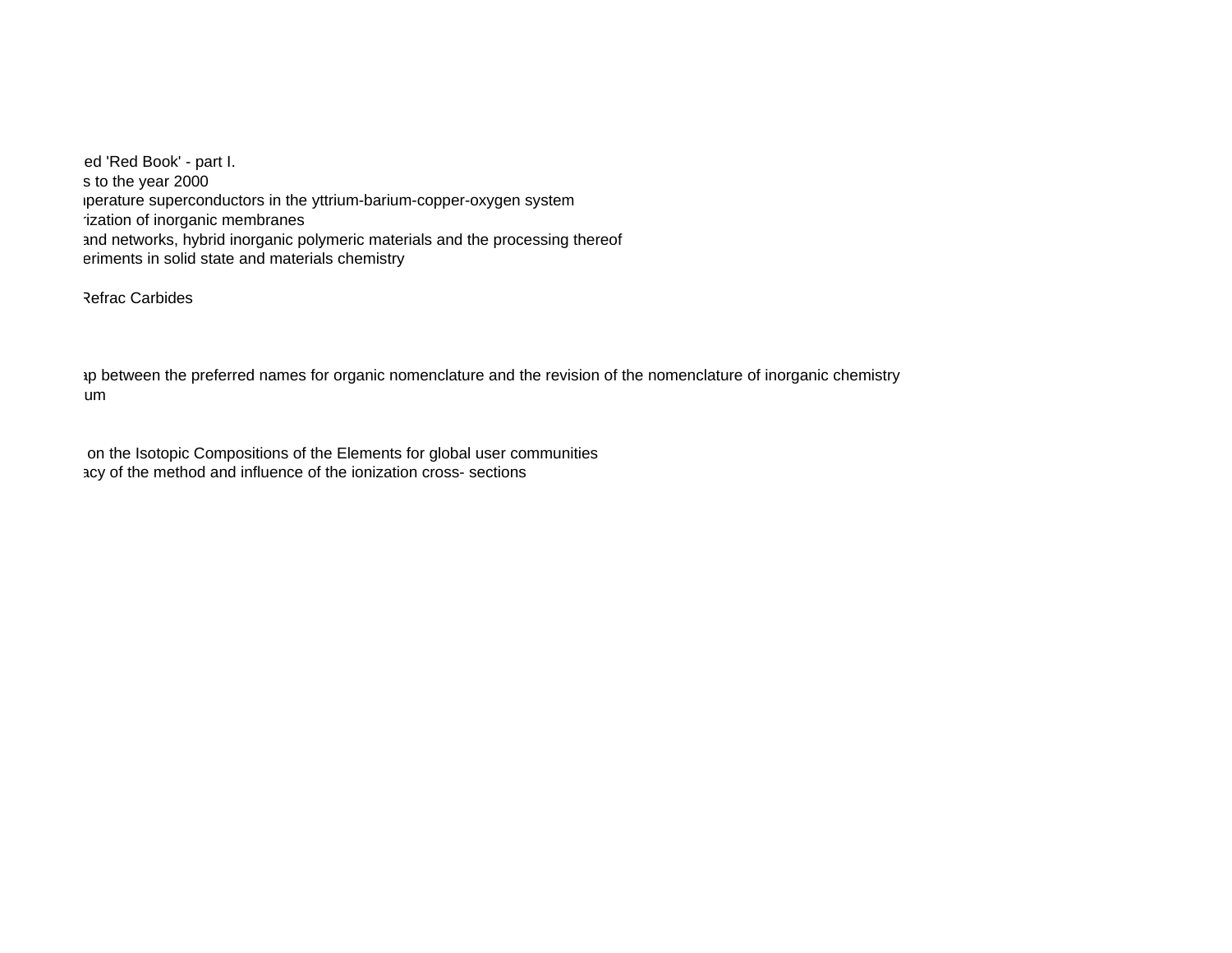ed 'Red Book' - part I.
s to the year 2000
perature superconductors in the yttrium-barium-copper-oxygen system
rization of inorganic membranes
and networks, hybrid inorganic polymeric materials and the processing thereof
eriments in solid state and materials chemistry

Refrac Carbides

ap between the preferred names for organic nomenclature and the revision of the nomenclature of inorganic chemistry
um

on the Isotopic Compositions of the Elements for global user communities
acy of the method and influence of the ionization cross- sections